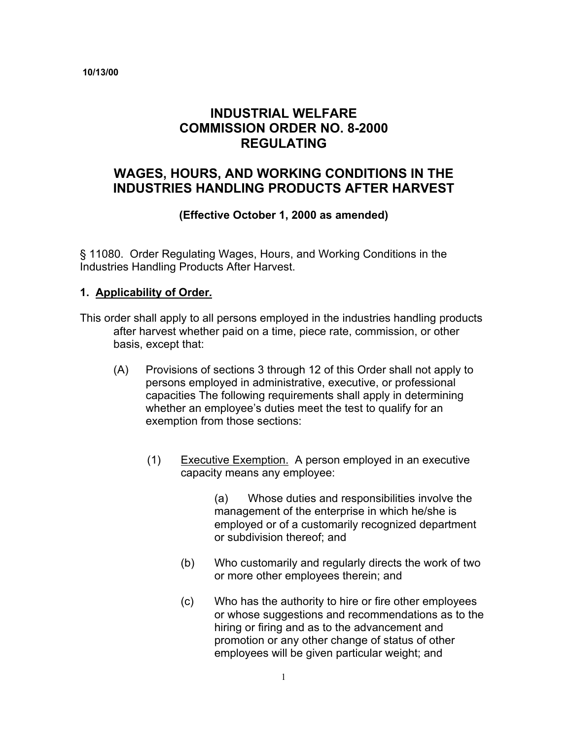10/13/00

# INDUSTRIAL WELFARE COMMISSION ORDER NO. 8-2000 REGULATING

# WAGES, HOURS, AND WORKING CONDITIONS IN THE INDUSTRIES HANDLING PRODUCTS AFTER HARVEST

**(Effective October 1, 2000 as amended)**

§ 11080. Order Regulating Wages, Hours, and Working Conditions in the Industries Handling Products After Harvest.

## 1. Applicability of Order.

This order shall apply to all persons employed in the industries handling products after harvest whether paid on a time, piece rate, commission, or other basis, except that:

(A) Provisions of sections 3 through 12 of this Order shall not apply to persons employed in administrative, executive, or professional capacities The following requirements shall apply in determining whether an employee's duties meet the test to qualify for an exemption from those sections:

(1) Executive Exemption. A person employed in an executive capacity means any employee:

(a) Whose duties and responsibilities involve the management of the enterprise in which he/she is employed or of a customarily recognized department or subdivision thereof; and

(b) Who customarily and regularly directs the work of two or more other employees therein; and

(c) Who has the authority to hire or fire other employees or whose suggestions and recommendations as to the hiring or firing and as to the advancement and promotion or any other change of status of other employees will be given particular weight; and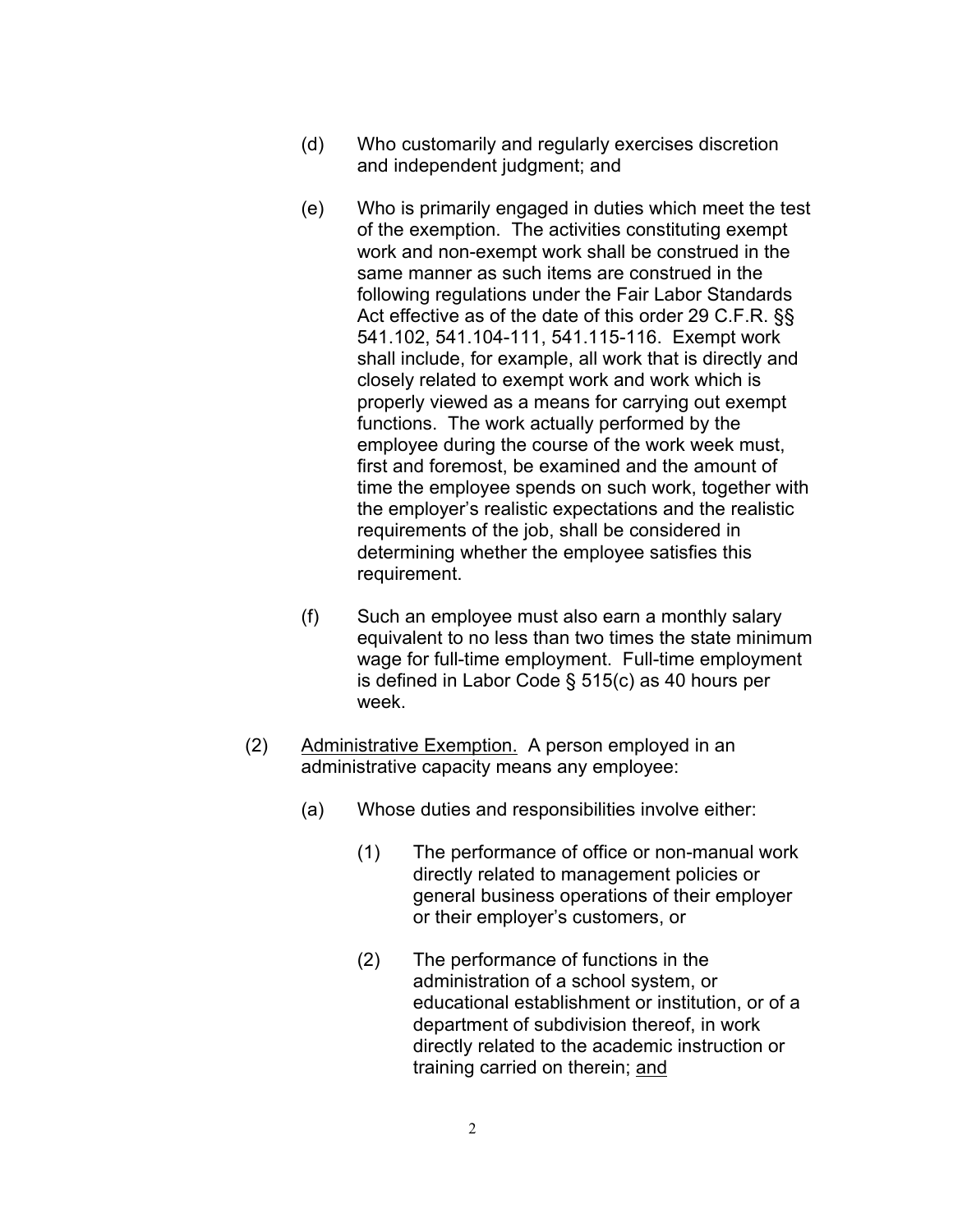(d) Who customarily and regularly exercises discretion and independent judgment; and

(e) Who is primarily engaged in duties which meet the test of the exemption. The activities constituting exempt work and non-exempt work shall be construed in the same manner as such items are construed in the following regulations under the Fair Labor Standards Act effective as of the date of this order 29 C.F.R. §§ 541.102, 541.104-111, 541.115-116. Exempt work shall include, for example, all work that is directly and closely related to exempt work and work which is properly viewed as a means for carrying out exempt functions. The work actually performed by the employee during the course of the work week must, first and foremost, be examined and the amount of time the employee spends on such work, together with the employer's realistic expectations and the realistic requirements of the job, shall be considered in determining whether the employee satisfies this requirement.

(f) Such an employee must also earn a monthly salary equivalent to no less than two times the state minimum wage for full-time employment. Full-time employment is defined in Labor Code § 515(c) as 40 hours per week.

(2) <u>Administrative Exemption.</u> A person employed in an administrative capacity means any employee:

(a) Whose duties and responsibilities involve either:

(1) The performance of office or non-manual work directly related to management policies or general business operations of their employer or their employer's customers, or

(2) The performance of functions in the administration of a school system, or educational establishment or institution, or of a department of subdivision thereof, in work directly related to the academic instruction or training carried on therein; <u>and</u>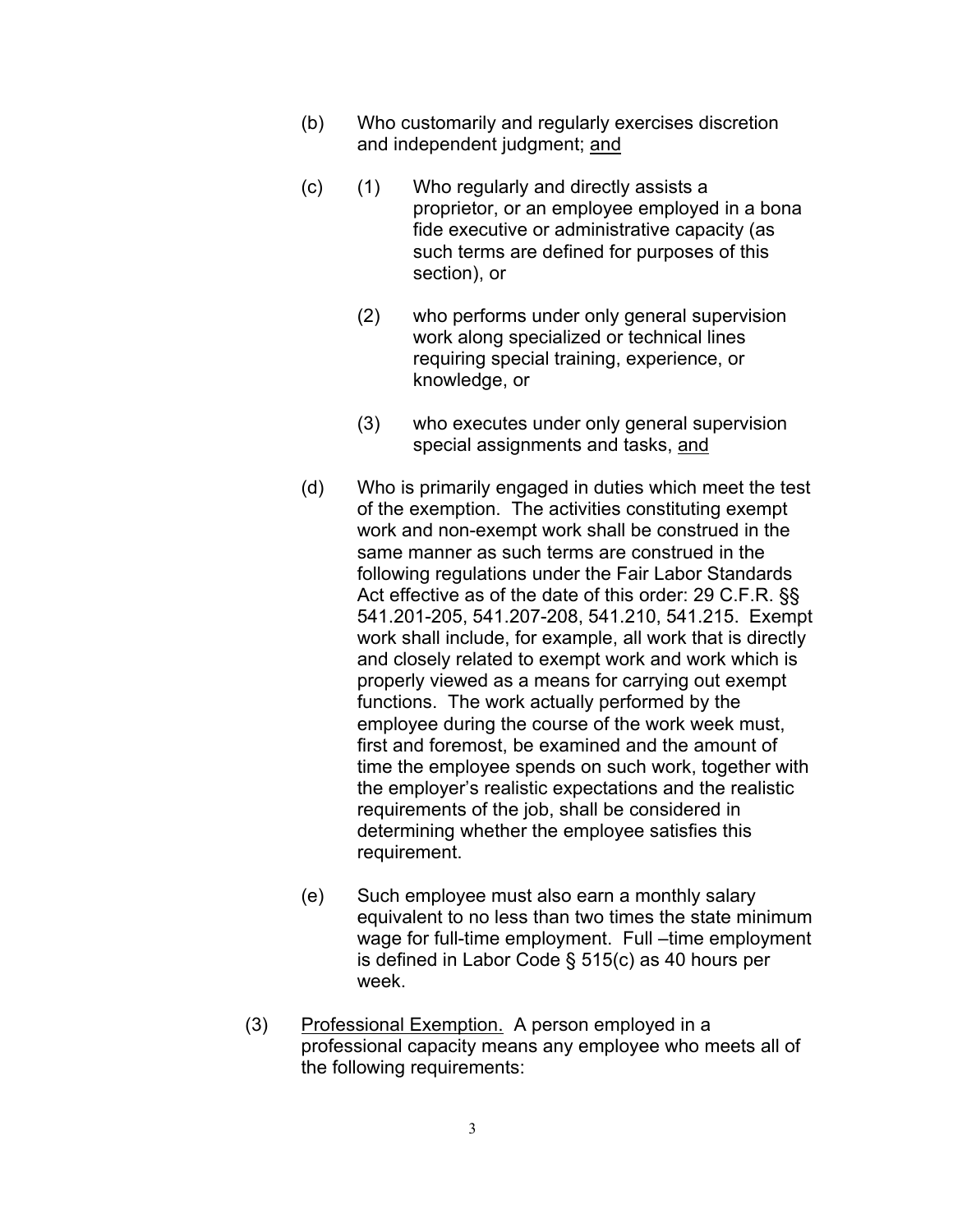(b) Who customarily and regularly exercises discretion and independent judgment; <u>and</u>

(c) (1) Who regularly and directly assists a proprietor, or an employee employed in a bona fide executive or administrative capacity (as such terms are defined for purposes of this section), or

(2) who performs under only general supervision work along specialized or technical lines requiring special training, experience, or knowledge, or

(3) who executes under only general supervision special assignments and tasks, <u>and</u>

(d) Who is primarily engaged in duties which meet the test of the exemption. The activities constituting exempt work and non-exempt work shall be construed in the same manner as such terms are construed in the following regulations under the Fair Labor Standards Act effective as of the date of this order: 29 C.F.R. §§ 541.201-205, 541.207-208, 541.210, 541.215. Exempt work shall include, for example, all work that is directly and closely related to exempt work and work which is properly viewed as a means for carrying out exempt functions. The work actually performed by the employee during the course of the work week must, first and foremost, be examined and the amount of time the employee spends on such work, together with the employer's realistic expectations and the realistic requirements of the job, shall be considered in determining whether the employee satisfies this requirement.

(e) Such employee must also earn a monthly salary equivalent to no less than two times the state minimum wage for full-time employment. Full –time employment is defined in Labor Code § 515(c) as 40 hours per week.

(3) <u>Professional Exemption.</u> A person employed in a professional capacity means any employee who meets all of the following requirements: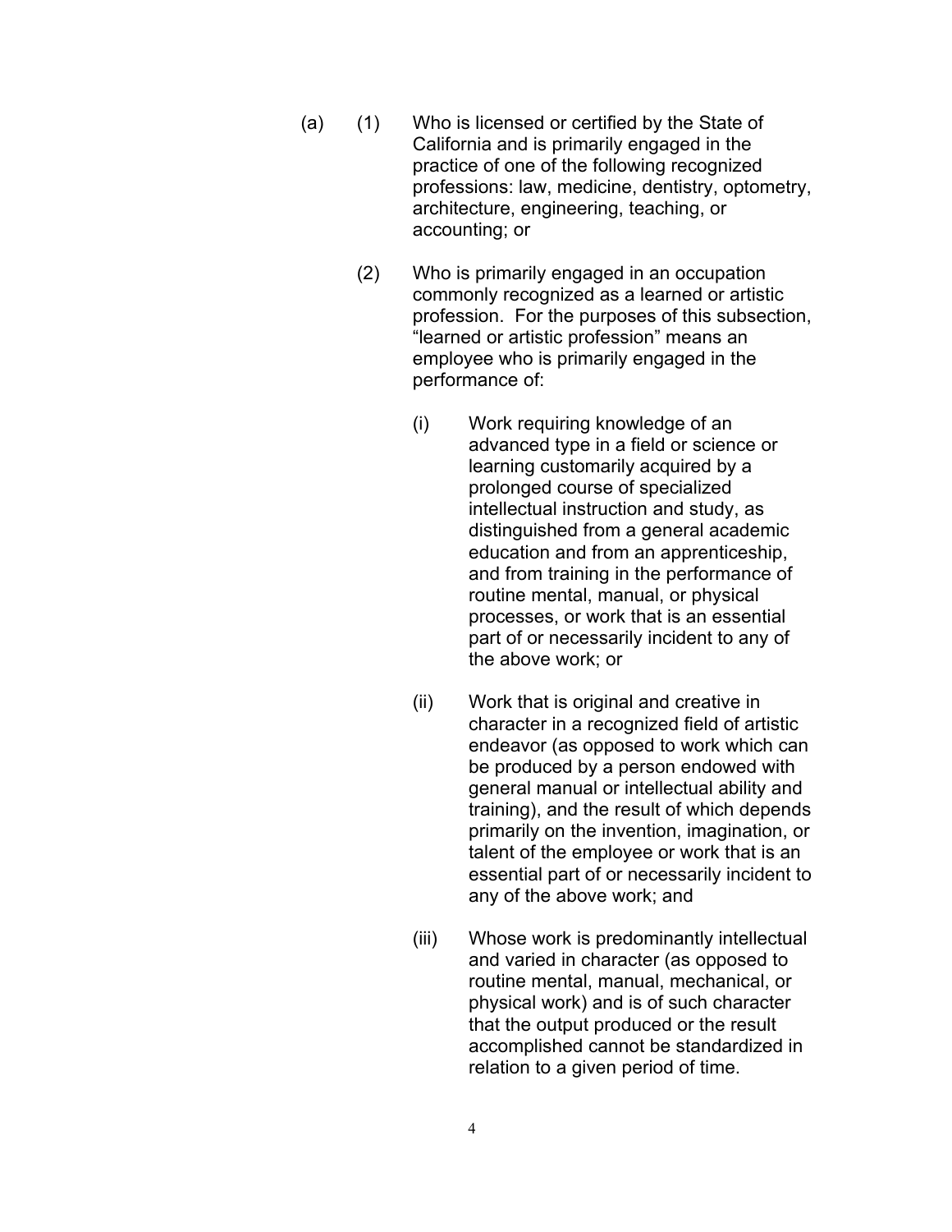(a) (1) Who is licensed or certified by the State of California and is primarily engaged in the practice of one of the following recognized professions: law, medicine, dentistry, optometry, architecture, engineering, teaching, or accounting; or

(2) Who is primarily engaged in an occupation commonly recognized as a learned or artistic profession. For the purposes of this subsection, "learned or artistic profession" means an employee who is primarily engaged in the performance of:

(i) Work requiring knowledge of an advanced type in a field or science or learning customarily acquired by a prolonged course of specialized intellectual instruction and study, as distinguished from a general academic education and from an apprenticeship, and from training in the performance of routine mental, manual, or physical processes, or work that is an essential part of or necessarily incident to any of the above work; or

(ii) Work that is original and creative in character in a recognized field of artistic endeavor (as opposed to work which can be produced by a person endowed with general manual or intellectual ability and training), and the result of which depends primarily on the invention, imagination, or talent of the employee or work that is an essential part of or necessarily incident to any of the above work; and

(iii) Whose work is predominantly intellectual and varied in character (as opposed to routine mental, manual, mechanical, or physical work) and is of such character that the output produced or the result accomplished cannot be standardized in relation to a given period of time.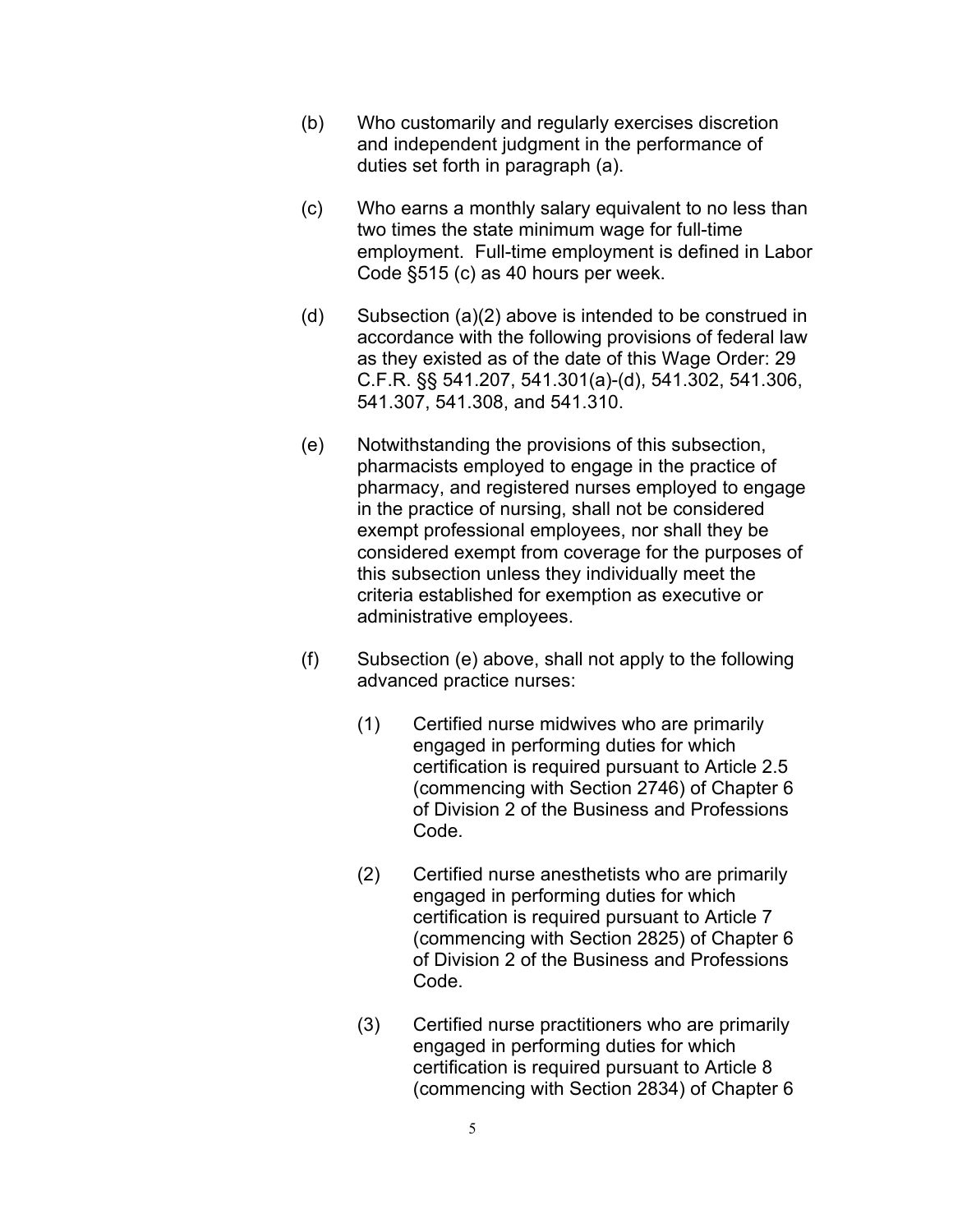(b) Who customarily and regularly exercises discretion and independent judgment in the performance of duties set forth in paragraph (a).

(c) Who earns a monthly salary equivalent to no less than two times the state minimum wage for full-time employment. Full-time employment is defined in Labor Code §515 (c) as 40 hours per week.

(d) Subsection (a)(2) above is intended to be construed in accordance with the following provisions of federal law as they existed as of the date of this Wage Order: 29 C.F.R. §§ 541.207, 541.301(a)-(d), 541.302, 541.306, 541.307, 541.308, and 541.310.

(e) Notwithstanding the provisions of this subsection, pharmacists employed to engage in the practice of pharmacy, and registered nurses employed to engage in the practice of nursing, shall not be considered exempt professional employees, nor shall they be considered exempt from coverage for the purposes of this subsection unless they individually meet the criteria established for exemption as executive or administrative employees.

(f) Subsection (e) above, shall not apply to the following advanced practice nurses:

(1) Certified nurse midwives who are primarily engaged in performing duties for which certification is required pursuant to Article 2.5 (commencing with Section 2746) of Chapter 6 of Division 2 of the Business and Professions Code.

(2) Certified nurse anesthetists who are primarily engaged in performing duties for which certification is required pursuant to Article 7 (commencing with Section 2825) of Chapter 6 of Division 2 of the Business and Professions Code.

(3) Certified nurse practitioners who are primarily engaged in performing duties for which certification is required pursuant to Article 8 (commencing with Section 2834) of Chapter 6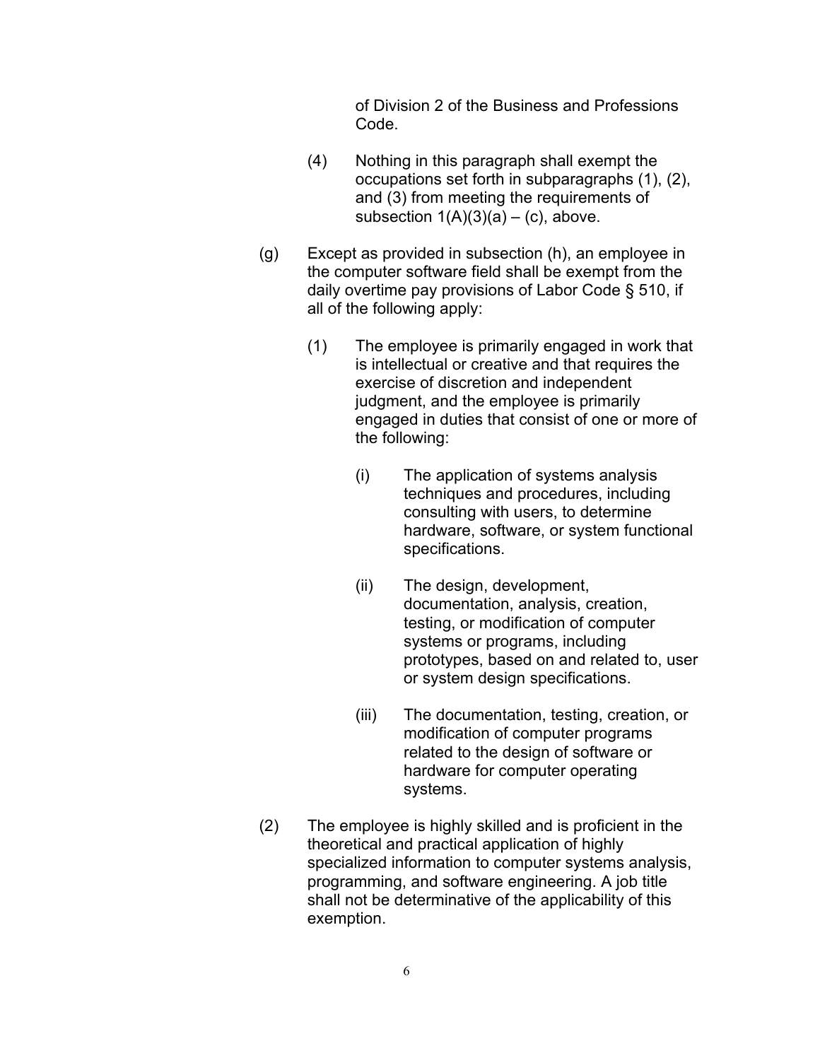of Division 2 of the Business and Professions Code.

(4) Nothing in this paragraph shall exempt the occupations set forth in subparagraphs (1), (2), and (3) from meeting the requirements of subsection 1(A)(3)(a) – (c), above.

(g) Except as provided in subsection (h), an employee in the computer software field shall be exempt from the daily overtime pay provisions of Labor Code § 510, if all of the following apply:

(1) The employee is primarily engaged in work that is intellectual or creative and that requires the exercise of discretion and independent judgment, and the employee is primarily engaged in duties that consist of one or more of the following:

(i) The application of systems analysis techniques and procedures, including consulting with users, to determine hardware, software, or system functional specifications.

(ii) The design, development, documentation, analysis, creation, testing, or modification of computer systems or programs, including prototypes, based on and related to, user or system design specifications.

(iii) The documentation, testing, creation, or modification of computer programs related to the design of software or hardware for computer operating systems.

(2) The employee is highly skilled and is proficient in the theoretical and practical application of highly specialized information to computer systems analysis, programming, and software engineering. A job title shall not be determinative of the applicability of this exemption.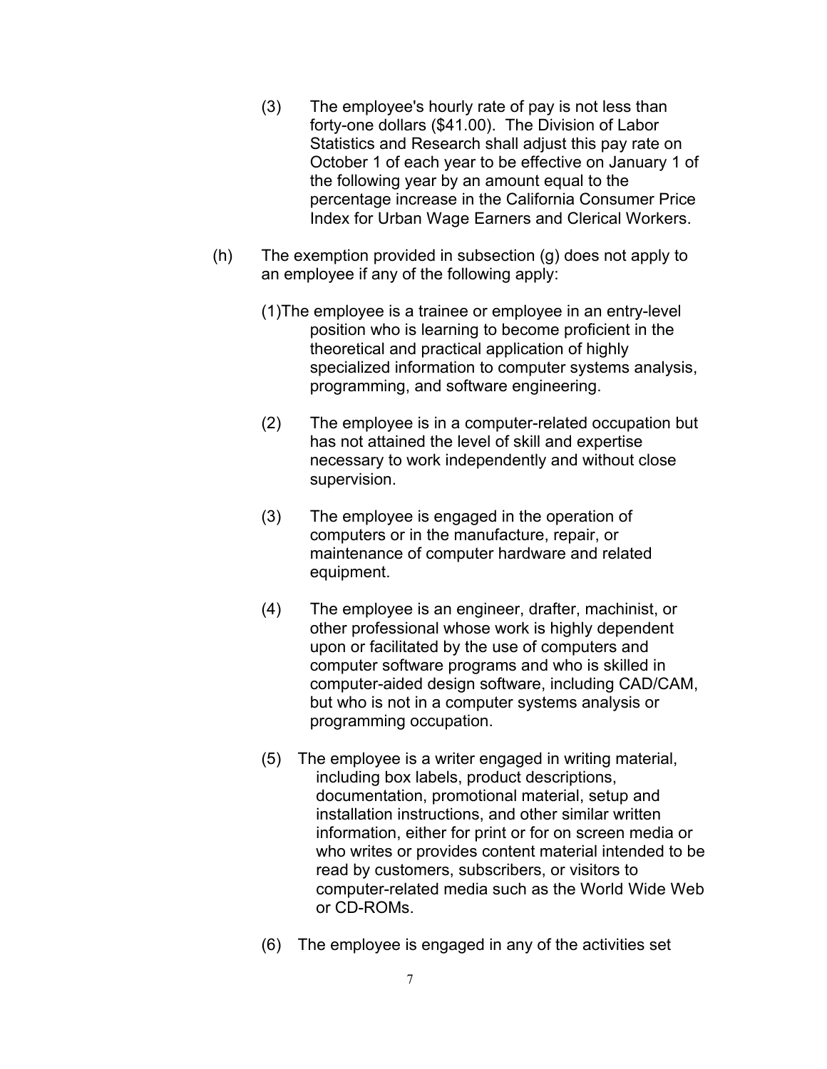(3) The employee's hourly rate of pay is not less than forty-one dollars ($41.00). The Division of Labor Statistics and Research shall adjust this pay rate on October 1 of each year to be effective on January 1 of the following year by an amount equal to the percentage increase in the California Consumer Price Index for Urban Wage Earners and Clerical Workers.

(h) The exemption provided in subsection (g) does not apply to an employee if any of the following apply:

(1) The employee is a trainee or employee in an entry-level position who is learning to become proficient in the theoretical and practical application of highly specialized information to computer systems analysis, programming, and software engineering.

(2) The employee is in a computer-related occupation but has not attained the level of skill and expertise necessary to work independently and without close supervision.

(3) The employee is engaged in the operation of computers or in the manufacture, repair, or maintenance of computer hardware and related equipment.

(4) The employee is an engineer, drafter, machinist, or other professional whose work is highly dependent upon or facilitated by the use of computers and computer software programs and who is skilled in computer-aided design software, including CAD/CAM, but who is not in a computer systems analysis or programming occupation.

(5) The employee is a writer engaged in writing material, including box labels, product descriptions, documentation, promotional material, setup and installation instructions, and other similar written information, either for print or for on screen media or who writes or provides content material intended to be read by customers, subscribers, or visitors to computer-related media such as the World Wide Web or CD-ROMs.

(6) The employee is engaged in any of the activities set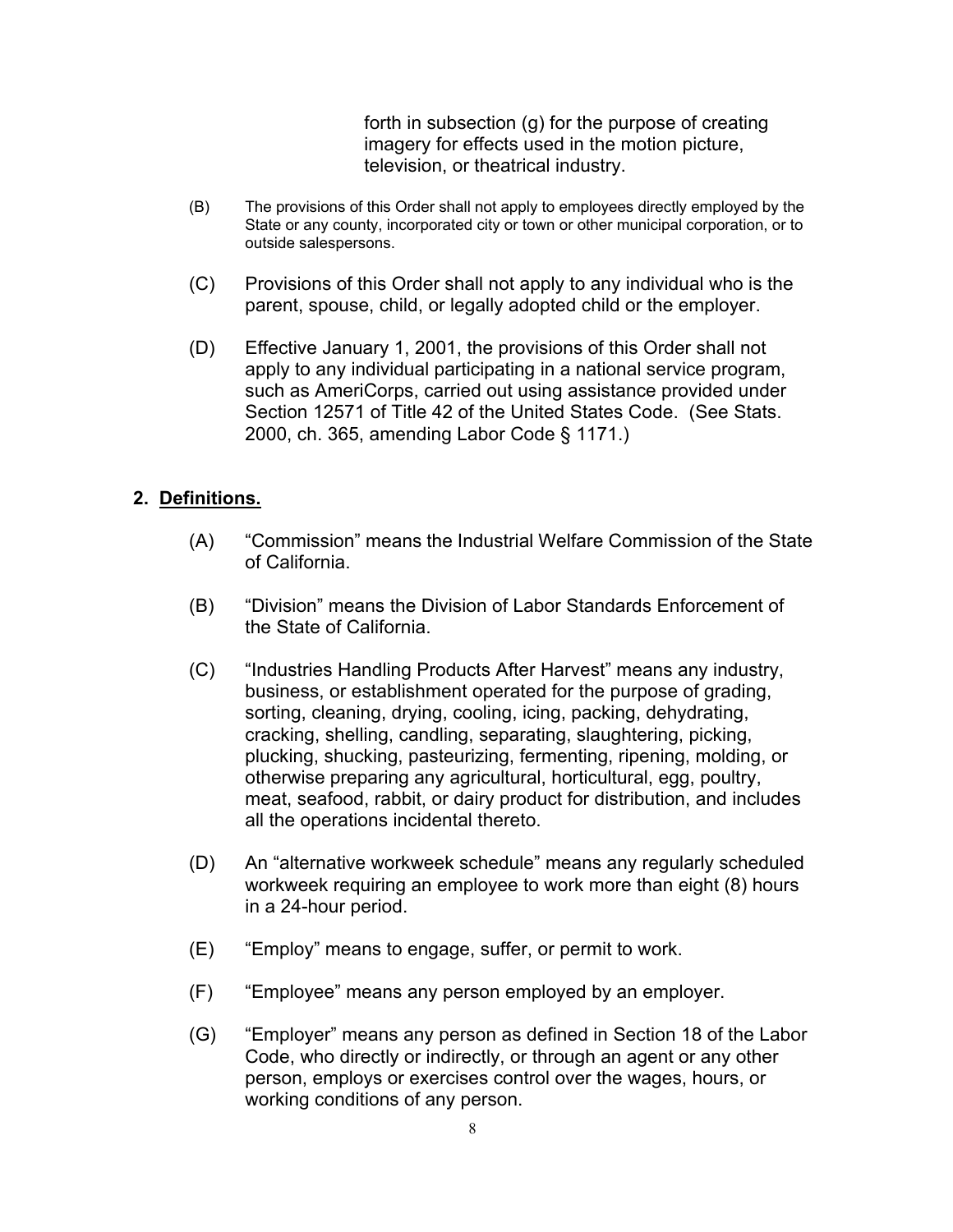forth in subsection (g) for the purpose of creating imagery for effects used in the motion picture, television, or theatrical industry.

(B) The provisions of this Order shall not apply to employees directly employed by the State or any county, incorporated city or town or other municipal corporation, or to outside salespersons.

(C) Provisions of this Order shall not apply to any individual who is the parent, spouse, child, or legally adopted child or the employer.

(D) Effective January 1, 2001, the provisions of this Order shall not apply to any individual participating in a national service program, such as AmeriCorps, carried out using assistance provided under Section 12571 of Title 42 of the United States Code. (See Stats. 2000, ch. 365, amending Labor Code § 1171.)

## 2. Definitions.

(A) "Commission" means the Industrial Welfare Commission of the State of California.

(B) "Division" means the Division of Labor Standards Enforcement of the State of California.

(C) "Industries Handling Products After Harvest" means any industry, business, or establishment operated for the purpose of grading, sorting, cleaning, drying, cooling, icing, packing, dehydrating, cracking, shelling, candling, separating, slaughtering, picking, plucking, shucking, pasteurizing, fermenting, ripening, molding, or otherwise preparing any agricultural, horticultural, egg, poultry, meat, seafood, rabbit, or dairy product for distribution, and includes all the operations incidental thereto.

(D) An "alternative workweek schedule" means any regularly scheduled workweek requiring an employee to work more than eight (8) hours in a 24-hour period.

(E) "Employ" means to engage, suffer, or permit to work.

(F) "Employee" means any person employed by an employer.

(G) "Employer" means any person as defined in Section 18 of the Labor Code, who directly or indirectly, or through an agent or any other person, employs or exercises control over the wages, hours, or working conditions of any person.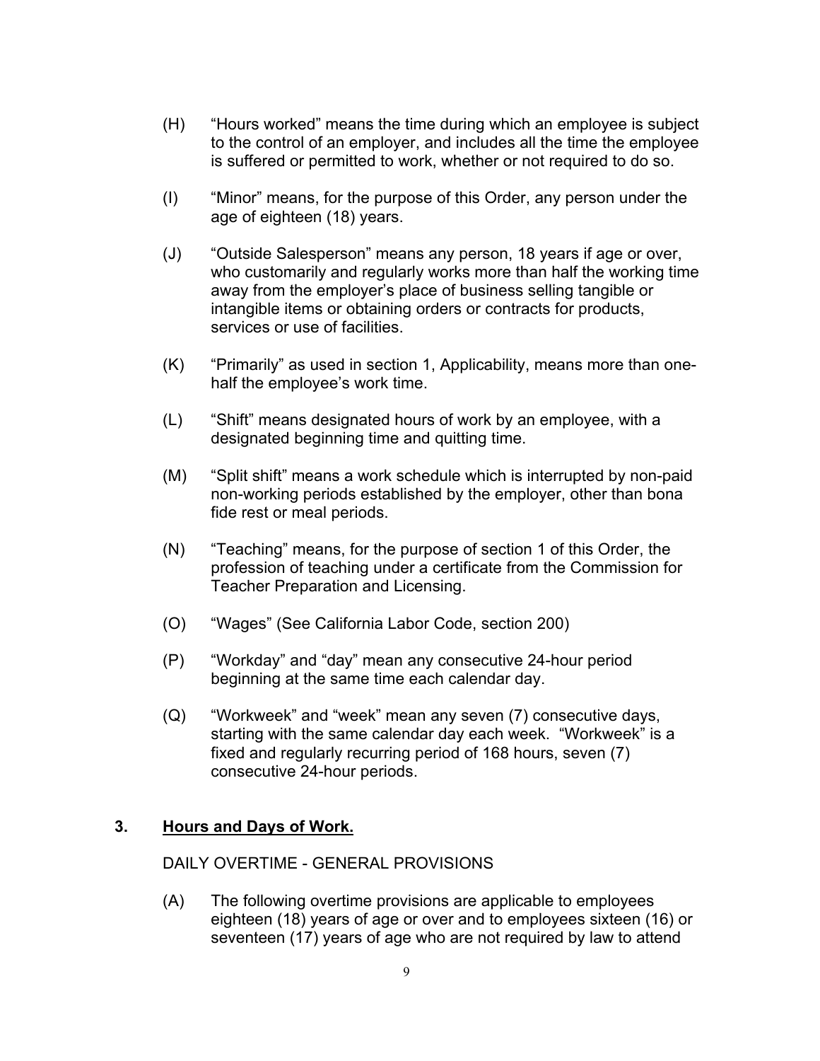(H) "Hours worked" means the time during which an employee is subject to the control of an employer, and includes all the time the employee is suffered or permitted to work, whether or not required to do so.

(I) "Minor" means, for the purpose of this Order, any person under the age of eighteen (18) years.

(J) "Outside Salesperson" means any person, 18 years if age or over, who customarily and regularly works more than half the working time away from the employer's place of business selling tangible or intangible items or obtaining orders or contracts for products, services or use of facilities.

(K) "Primarily" as used in section 1, Applicability, means more than one-half the employee's work time.

(L) "Shift" means designated hours of work by an employee, with a designated beginning time and quitting time.

(M) "Split shift" means a work schedule which is interrupted by non-paid non-working periods established by the employer, other than bona fide rest or meal periods.

(N) "Teaching" means, for the purpose of section 1 of this Order, the profession of teaching under a certificate from the Commission for Teacher Preparation and Licensing.

(O) "Wages" (See California Labor Code, section 200)

(P) "Workday" and "day" mean any consecutive 24-hour period beginning at the same time each calendar day.

(Q) "Workweek" and "week" mean any seven (7) consecutive days, starting with the same calendar day each week. "Workweek" is a fixed and regularly recurring period of 168 hours, seven (7) consecutive 24-hour periods.

## 3. <u>Hours and Days of Work.</u>

DAILY OVERTIME - GENERAL PROVISIONS

(A) The following overtime provisions are applicable to employees eighteen (18) years of age or over and to employees sixteen (16) or seventeen (17) years of age who are not required by law to attend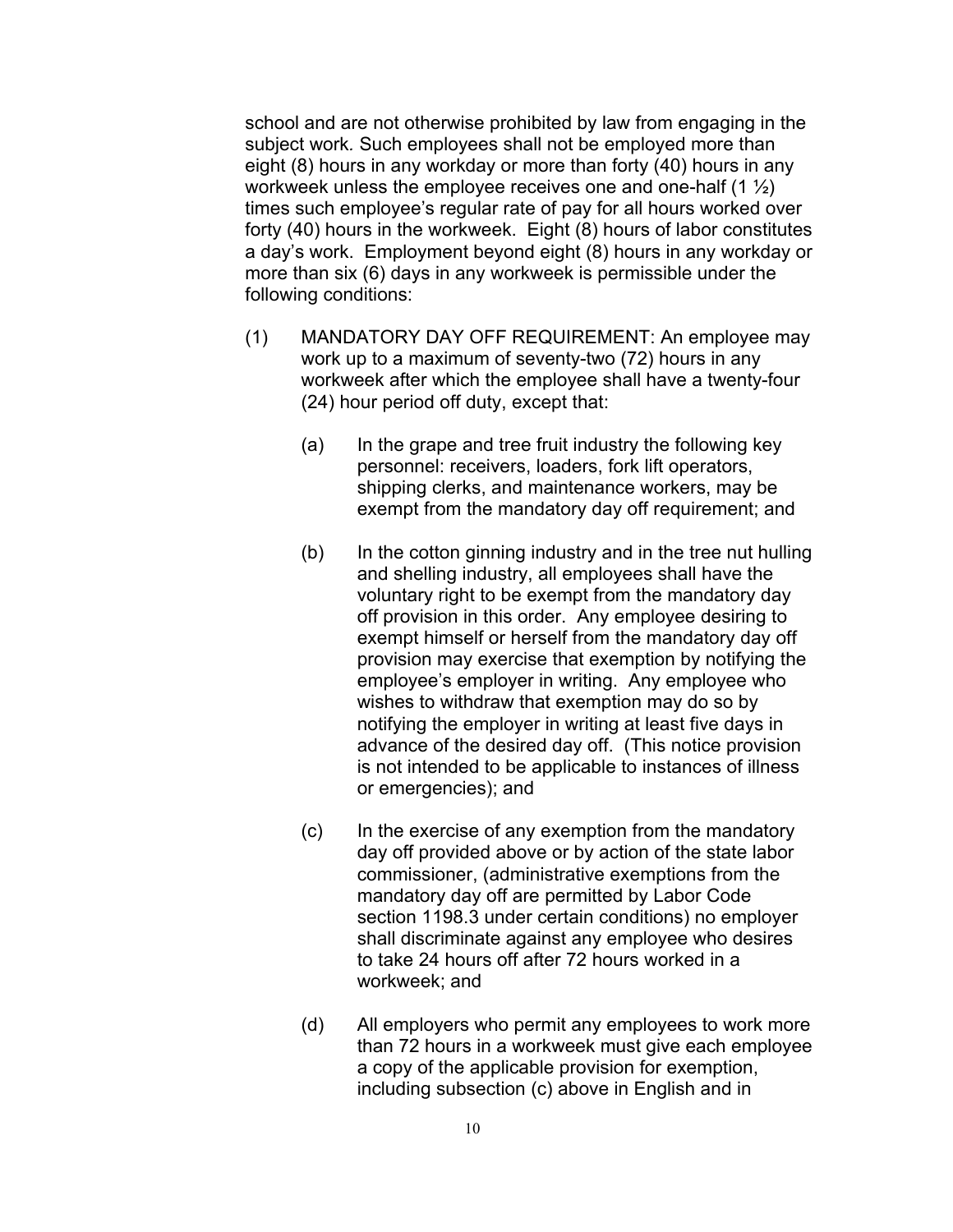school and are not otherwise prohibited by law from engaging in the subject work. Such employees shall not be employed more than eight (8) hours in any workday or more than forty (40) hours in any workweek unless the employee receives one and one-half (1 ½) times such employee's regular rate of pay for all hours worked over forty (40) hours in the workweek. Eight (8) hours of labor constitutes a day's work. Employment beyond eight (8) hours in any workday or more than six (6) days in any workweek is permissible under the following conditions:

(1) MANDATORY DAY OFF REQUIREMENT: An employee may work up to a maximum of seventy-two (72) hours in any workweek after which the employee shall have a twenty-four (24) hour period off duty, except that:

   (a) In the grape and tree fruit industry the following key personnel: receivers, loaders, fork lift operators, shipping clerks, and maintenance workers, may be exempt from the mandatory day off requirement; and

   (b) In the cotton ginning industry and in the tree nut hulling and shelling industry, all employees shall have the voluntary right to be exempt from the mandatory day off provision in this order. Any employee desiring to exempt himself or herself from the mandatory day off provision may exercise that exemption by notifying the employee's employer in writing. Any employee who wishes to withdraw that exemption may do so by notifying the employer in writing at least five days in advance of the desired day off. (This notice provision is not intended to be applicable to instances of illness or emergencies); and

   (c) In the exercise of any exemption from the mandatory day off provided above or by action of the state labor commissioner, (administrative exemptions from the mandatory day off are permitted by Labor Code section 1198.3 under certain conditions) no employer shall discriminate against any employee who desires to take 24 hours off after 72 hours worked in a workweek; and

   (d) All employers who permit any employees to work more than 72 hours in a workweek must give each employee a copy of the applicable provision for exemption, including subsection (c) above in English and in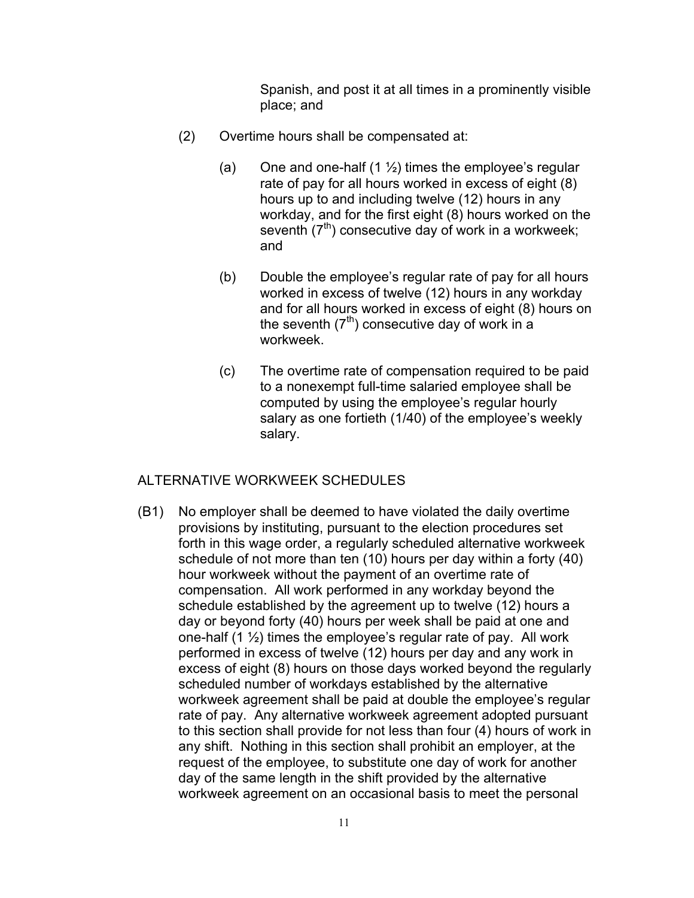Spanish, and post it at all times in a prominently visible place; and

(2) Overtime hours shall be compensated at:

(a) One and one-half (1 ½) times the employee's regular rate of pay for all hours worked in excess of eight (8) hours up to and including twelve (12) hours in any workday, and for the first eight (8) hours worked on the seventh ($7^{th}$) consecutive day of work in a workweek; and

(b) Double the employee's regular rate of pay for all hours worked in excess of twelve (12) hours in any workday and for all hours worked in excess of eight (8) hours on the seventh ($7^{th}$) consecutive day of work in a workweek.

(c) The overtime rate of compensation required to be paid to a nonexempt full-time salaried employee shall be computed by using the employee's regular hourly salary as one fortieth (1/40) of the employee's weekly salary.

## ALTERNATIVE WORKWEEK SCHEDULES

(B1) No employer shall be deemed to have violated the daily overtime provisions by instituting, pursuant to the election procedures set forth in this wage order, a regularly scheduled alternative workweek schedule of not more than ten (10) hours per day within a forty (40) hour workweek without the payment of an overtime rate of compensation. All work performed in any workday beyond the schedule established by the agreement up to twelve (12) hours a day or beyond forty (40) hours per week shall be paid at one and one-half (1 ½) times the employee's regular rate of pay. All work performed in excess of twelve (12) hours per day and any work in excess of eight (8) hours on those days worked beyond the regularly scheduled number of workdays established by the alternative workweek agreement shall be paid at double the employee's regular rate of pay. Any alternative workweek agreement adopted pursuant to this section shall provide for not less than four (4) hours of work in any shift. Nothing in this section shall prohibit an employer, at the request of the employee, to substitute one day of work for another day of the same length in the shift provided by the alternative workweek agreement on an occasional basis to meet the personal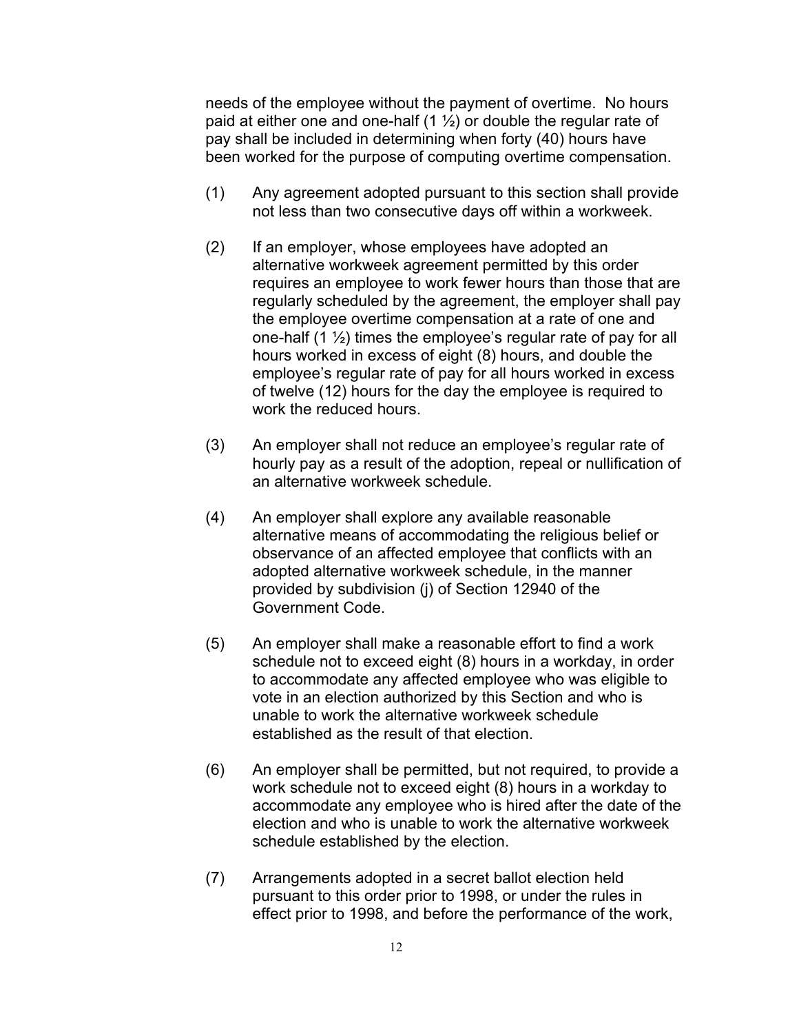needs of the employee without the payment of overtime. No hours paid at either one and one-half (1 ½) or double the regular rate of pay shall be included in determining when forty (40) hours have been worked for the purpose of computing overtime compensation.

(1) Any agreement adopted pursuant to this section shall provide not less than two consecutive days off within a workweek.

(2) If an employer, whose employees have adopted an alternative workweek agreement permitted by this order requires an employee to work fewer hours than those that are regularly scheduled by the agreement, the employer shall pay the employee overtime compensation at a rate of one and one-half (1 ½) times the employee's regular rate of pay for all hours worked in excess of eight (8) hours, and double the employee's regular rate of pay for all hours worked in excess of twelve (12) hours for the day the employee is required to work the reduced hours.

(3) An employer shall not reduce an employee's regular rate of hourly pay as a result of the adoption, repeal or nullification of an alternative workweek schedule.

(4) An employer shall explore any available reasonable alternative means of accommodating the religious belief or observance of an affected employee that conflicts with an adopted alternative workweek schedule, in the manner provided by subdivision (j) of Section 12940 of the Government Code.

(5) An employer shall make a reasonable effort to find a work schedule not to exceed eight (8) hours in a workday, in order to accommodate any affected employee who was eligible to vote in an election authorized by this Section and who is unable to work the alternative workweek schedule established as the result of that election.

(6) An employer shall be permitted, but not required, to provide a work schedule not to exceed eight (8) hours in a workday to accommodate any employee who is hired after the date of the election and who is unable to work the alternative workweek schedule established by the election.

(7) Arrangements adopted in a secret ballot election held pursuant to this order prior to 1998, or under the rules in effect prior to 1998, and before the performance of the work,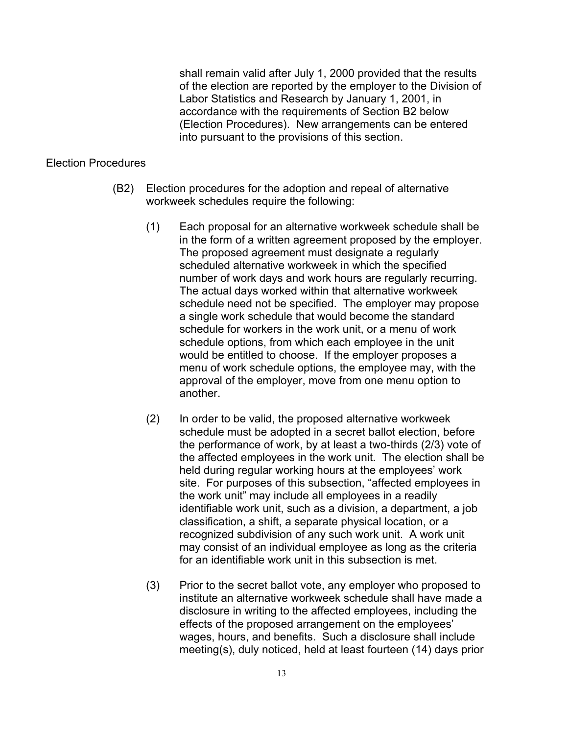shall remain valid after July 1, 2000 provided that the results of the election are reported by the employer to the Division of Labor Statistics and Research by January 1, 2001, in accordance with the requirements of Section B2 below (Election Procedures). New arrangements can be entered into pursuant to the provisions of this section.

Election Procedures

(B2) Election procedures for the adoption and repeal of alternative workweek schedules require the following:

(1) Each proposal for an alternative workweek schedule shall be in the form of a written agreement proposed by the employer. The proposed agreement must designate a regularly scheduled alternative workweek in which the specified number of work days and work hours are regularly recurring. The actual days worked within that alternative workweek schedule need not be specified. The employer may propose a single work schedule that would become the standard schedule for workers in the work unit, or a menu of work schedule options, from which each employee in the unit would be entitled to choose. If the employer proposes a menu of work schedule options, the employee may, with the approval of the employer, move from one menu option to another.

(2) In order to be valid, the proposed alternative workweek schedule must be adopted in a secret ballot election, before the performance of work, by at least a two-thirds (2/3) vote of the affected employees in the work unit. The election shall be held during regular working hours at the employees' work site. For purposes of this subsection, "affected employees in the work unit" may include all employees in a readily identifiable work unit, such as a division, a department, a job classification, a shift, a separate physical location, or a recognized subdivision of any such work unit. A work unit may consist of an individual employee as long as the criteria for an identifiable work unit in this subsection is met.

(3) Prior to the secret ballot vote, any employer who proposed to institute an alternative workweek schedule shall have made a disclosure in writing to the affected employees, including the effects of the proposed arrangement on the employees' wages, hours, and benefits. Such a disclosure shall include meeting(s), duly noticed, held at least fourteen (14) days prior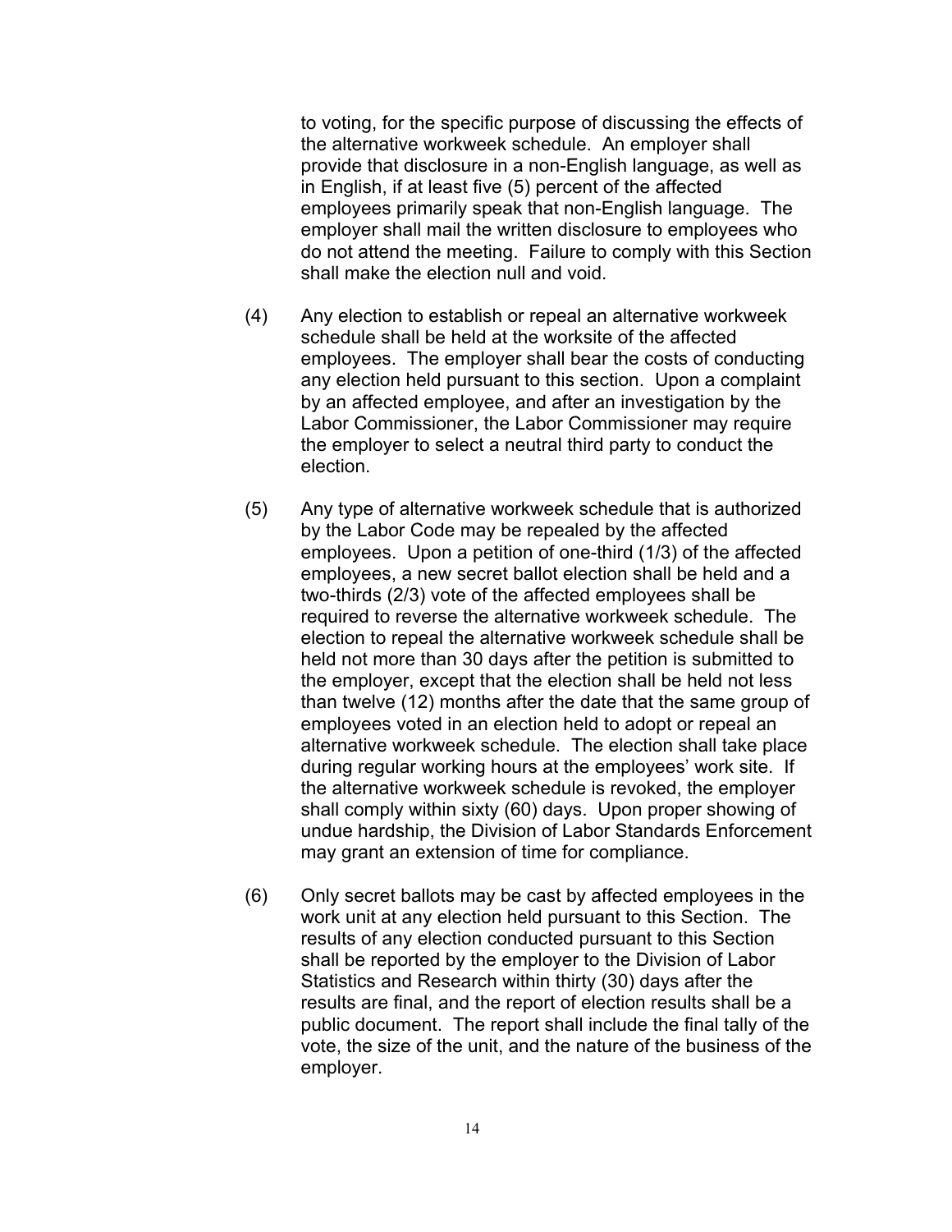to voting, for the specific purpose of discussing the effects of the alternative workweek schedule. An employer shall provide that disclosure in a non-English language, as well as in English, if at least five (5) percent of the affected employees primarily speak that non-English language. The employer shall mail the written disclosure to employees who do not attend the meeting. Failure to comply with this Section shall make the election null and void.

(4) Any election to establish or repeal an alternative workweek schedule shall be held at the worksite of the affected employees. The employer shall bear the costs of conducting any election held pursuant to this section. Upon a complaint by an affected employee, and after an investigation by the Labor Commissioner, the Labor Commissioner may require the employer to select a neutral third party to conduct the election.

(5) Any type of alternative workweek schedule that is authorized by the Labor Code may be repealed by the affected employees. Upon a petition of one-third (1/3) of the affected employees, a new secret ballot election shall be held and a two-thirds (2/3) vote of the affected employees shall be required to reverse the alternative workweek schedule. The election to repeal the alternative workweek schedule shall be held not more than 30 days after the petition is submitted to the employer, except that the election shall be held not less than twelve (12) months after the date that the same group of employees voted in an election held to adopt or repeal an alternative workweek schedule. The election shall take place during regular working hours at the employees' work site. If the alternative workweek schedule is revoked, the employer shall comply within sixty (60) days. Upon proper showing of undue hardship, the Division of Labor Standards Enforcement may grant an extension of time for compliance.

(6) Only secret ballots may be cast by affected employees in the work unit at any election held pursuant to this Section. The results of any election conducted pursuant to this Section shall be reported by the employer to the Division of Labor Statistics and Research within thirty (30) days after the results are final, and the report of election results shall be a public document. The report shall include the final tally of the vote, the size of the unit, and the nature of the business of the employer.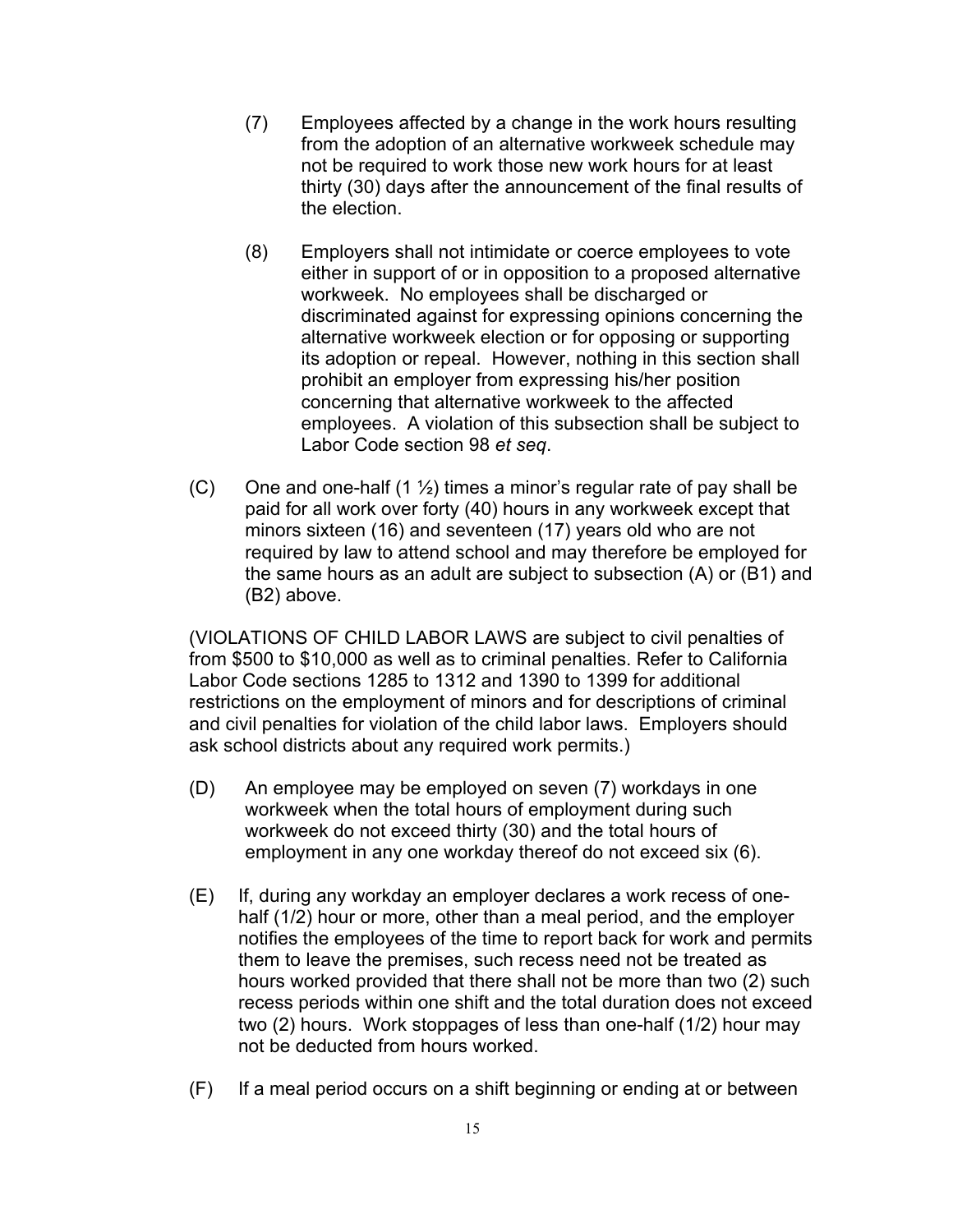(7) Employees affected by a change in the work hours resulting from the adoption of an alternative workweek schedule may not be required to work those new work hours for at least thirty (30) days after the announcement of the final results of the election.

(8) Employers shall not intimidate or coerce employees to vote either in support of or in opposition to a proposed alternative workweek. No employees shall be discharged or discriminated against for expressing opinions concerning the alternative workweek election or for opposing or supporting its adoption or repeal. However, nothing in this section shall prohibit an employer from expressing his/her position concerning that alternative workweek to the affected employees. A violation of this subsection shall be subject to Labor Code section 98 *et seq*.

(C) One and one-half (1 ½) times a minor's regular rate of pay shall be paid for all work over forty (40) hours in any workweek except that minors sixteen (16) and seventeen (17) years old who are not required by law to attend school and may therefore be employed for the same hours as an adult are subject to subsection (A) or (B1) and (B2) above.

(VIOLATIONS OF CHILD LABOR LAWS are subject to civil penalties of from $500 to $10,000 as well as to criminal penalties. Refer to California Labor Code sections 1285 to 1312 and 1390 to 1399 for additional restrictions on the employment of minors and for descriptions of criminal and civil penalties for violation of the child labor laws. Employers should ask school districts about any required work permits.)

(D) An employee may be employed on seven (7) workdays in one workweek when the total hours of employment during such workweek do not exceed thirty (30) and the total hours of employment in any one workday thereof do not exceed six (6).

(E) If, during any workday an employer declares a work recess of one-half (1/2) hour or more, other than a meal period, and the employer notifies the employees of the time to report back for work and permits them to leave the premises, such recess need not be treated as hours worked provided that there shall not be more than two (2) such recess periods within one shift and the total duration does not exceed two (2) hours. Work stoppages of less than one-half (1/2) hour may not be deducted from hours worked.

(F) If a meal period occurs on a shift beginning or ending at or between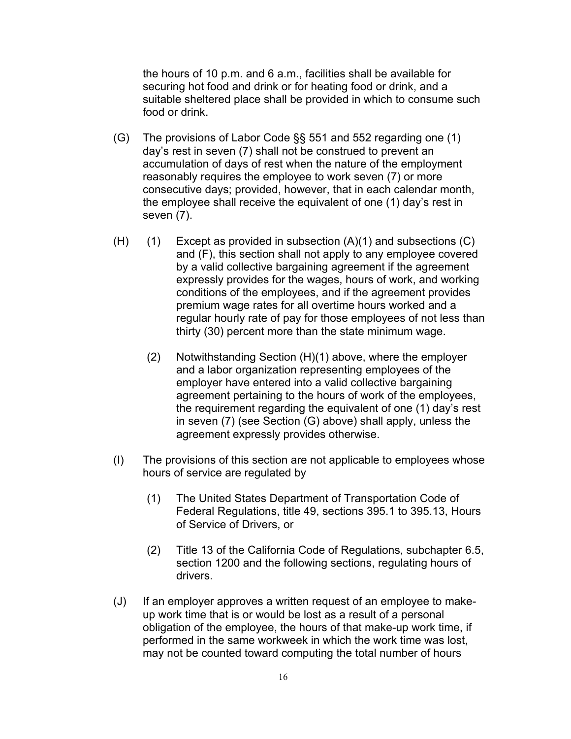the hours of 10 p.m. and 6 a.m., facilities shall be available for securing hot food and drink or for heating food or drink, and a suitable sheltered place shall be provided in which to consume such food or drink.

(G) The provisions of Labor Code §§ 551 and 552 regarding one (1) day's rest in seven (7) shall not be construed to prevent an accumulation of days of rest when the nature of the employment reasonably requires the employee to work seven (7) or more consecutive days; provided, however, that in each calendar month, the employee shall receive the equivalent of one (1) day's rest in seven (7).

(H) (1) Except as provided in subsection (A)(1) and subsections (C) and (F), this section shall not apply to any employee covered by a valid collective bargaining agreement if the agreement expressly provides for the wages, hours of work, and working conditions of the employees, and if the agreement provides premium wage rates for all overtime hours worked and a regular hourly rate of pay for those employees of not less than thirty (30) percent more than the state minimum wage.

(2) Notwithstanding Section (H)(1) above, where the employer and a labor organization representing employees of the employer have entered into a valid collective bargaining agreement pertaining to the hours of work of the employees, the requirement regarding the equivalent of one (1) day's rest in seven (7) (see Section (G) above) shall apply, unless the agreement expressly provides otherwise.

(I) The provisions of this section are not applicable to employees whose hours of service are regulated by

(1) The United States Department of Transportation Code of Federal Regulations, title 49, sections 395.1 to 395.13, Hours of Service of Drivers, or

(2) Title 13 of the California Code of Regulations, subchapter 6.5, section 1200 and the following sections, regulating hours of drivers.

(J) If an employer approves a written request of an employee to make-up work time that is or would be lost as a result of a personal obligation of the employee, the hours of that make-up work time, if performed in the same workweek in which the work time was lost, may not be counted toward computing the total number of hours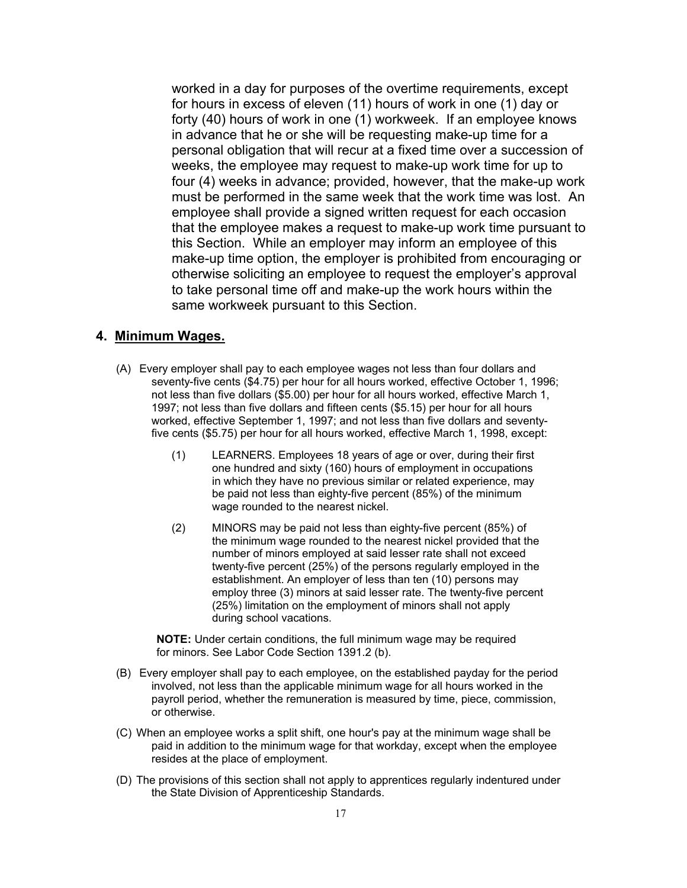worked in a day for purposes of the overtime requirements, except for hours in excess of eleven (11) hours of work in one (1) day or forty (40) hours of work in one (1) workweek. If an employee knows in advance that he or she will be requesting make-up time for a personal obligation that will recur at a fixed time over a succession of weeks, the employee may request to make-up work time for up to four (4) weeks in advance; provided, however, that the make-up work must be performed in the same week that the work time was lost. An employee shall provide a signed written request for each occasion that the employee makes a request to make-up work time pursuant to this Section. While an employer may inform an employee of this make-up time option, the employer is prohibited from encouraging or otherwise soliciting an employee to request the employer's approval to take personal time off and make-up the work hours within the same workweek pursuant to this Section.

## 4. Minimum Wages.

(A) Every employer shall pay to each employee wages not less than four dollars and seventy-five cents ($4.75) per hour for all hours worked, effective October 1, 1996; not less than five dollars ($5.00) per hour for all hours worked, effective March 1, 1997; not less than five dollars and fifteen cents ($5.15) per hour for all hours worked, effective September 1, 1997; and not less than five dollars and seventy-five cents ($5.75) per hour for all hours worked, effective March 1, 1998, except:

(1) LEARNERS. Employees 18 years of age or over, during their first one hundred and sixty (160) hours of employment in occupations in which they have no previous similar or related experience, may be paid not less than eighty-five percent (85%) of the minimum wage rounded to the nearest nickel.

(2) MINORS may be paid not less than eighty-five percent (85%) of the minimum wage rounded to the nearest nickel provided that the number of minors employed at said lesser rate shall not exceed twenty-five percent (25%) of the persons regularly employed in the establishment. An employer of less than ten (10) persons may employ three (3) minors at said lesser rate. The twenty-five percent (25%) limitation on the employment of minors shall not apply during school vacations.

**NOTE:** Under certain conditions, the full minimum wage may be required for minors. See Labor Code Section 1391.2 (b).

(B) Every employer shall pay to each employee, on the established payday for the period involved, not less than the applicable minimum wage for all hours worked in the payroll period, whether the remuneration is measured by time, piece, commission, or otherwise.

(C) When an employee works a split shift, one hour's pay at the minimum wage shall be paid in addition to the minimum wage for that workday, except when the employee resides at the place of employment.

(D) The provisions of this section shall not apply to apprentices regularly indentured under the State Division of Apprenticeship Standards.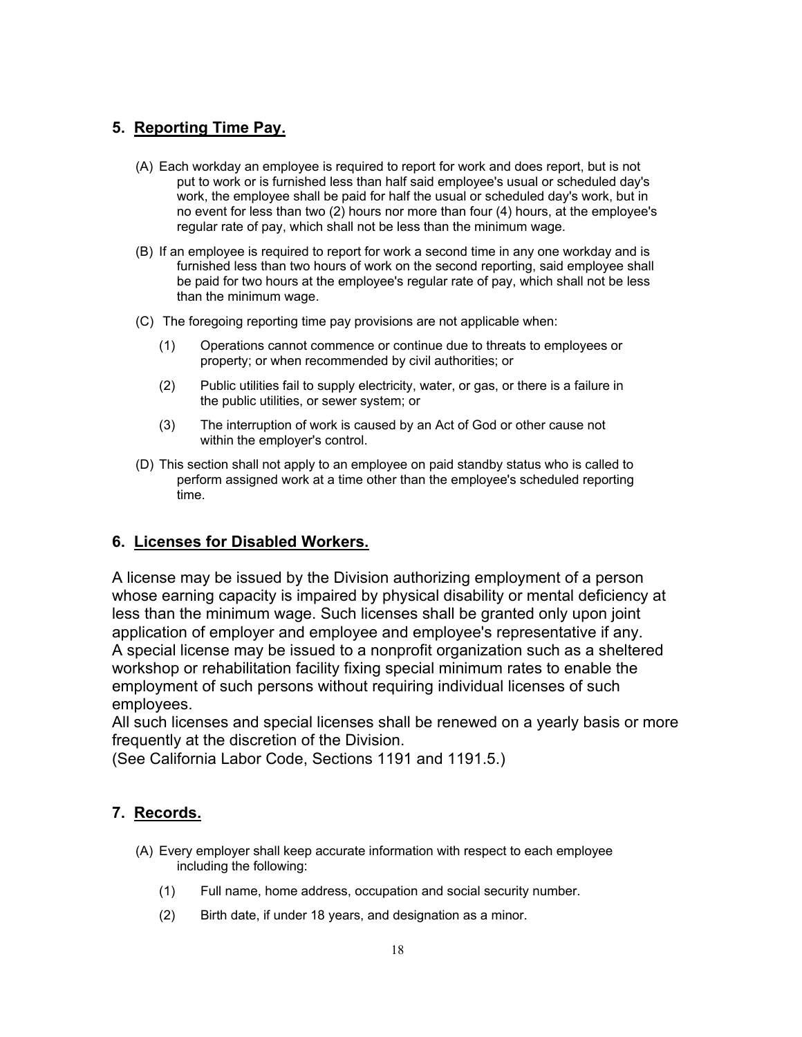## 5. Reporting Time Pay.

(A) Each workday an employee is required to report for work and does report, but is not put to work or is furnished less than half said employee's usual or scheduled day's work, the employee shall be paid for half the usual or scheduled day's work, but in no event for less than two (2) hours nor more than four (4) hours, at the employee's regular rate of pay, which shall not be less than the minimum wage.

(B) If an employee is required to report for work a second time in any one workday and is furnished less than two hours of work on the second reporting, said employee shall be paid for two hours at the employee's regular rate of pay, which shall not be less than the minimum wage.

(C) The foregoing reporting time pay provisions are not applicable when:

- (1) Operations cannot commence or continue due to threats to employees or property; or when recommended by civil authorities; or
- (2) Public utilities fail to supply electricity, water, or gas, or there is a failure in the public utilities, or sewer system; or
- (3) The interruption of work is caused by an Act of God or other cause not within the employer's control.

(D) This section shall not apply to an employee on paid standby status who is called to perform assigned work at a time other than the employee's scheduled reporting time.

## 6. Licenses for Disabled Workers.

A license may be issued by the Division authorizing employment of a person whose earning capacity is impaired by physical disability or mental deficiency at less than the minimum wage. Such licenses shall be granted only upon joint application of employer and employee and employee's representative if any.
A special license may be issued to a nonprofit organization such as a sheltered workshop or rehabilitation facility fixing special minimum rates to enable the employment of such persons without requiring individual licenses of such employees.
All such licenses and special licenses shall be renewed on a yearly basis or more frequently at the discretion of the Division.
(See California Labor Code, Sections 1191 and 1191.5.)

## 7. Records.

(A) Every employer shall keep accurate information with respect to each employee including the following:

- (1) Full name, home address, occupation and social security number.
- (2) Birth date, if under 18 years, and designation as a minor.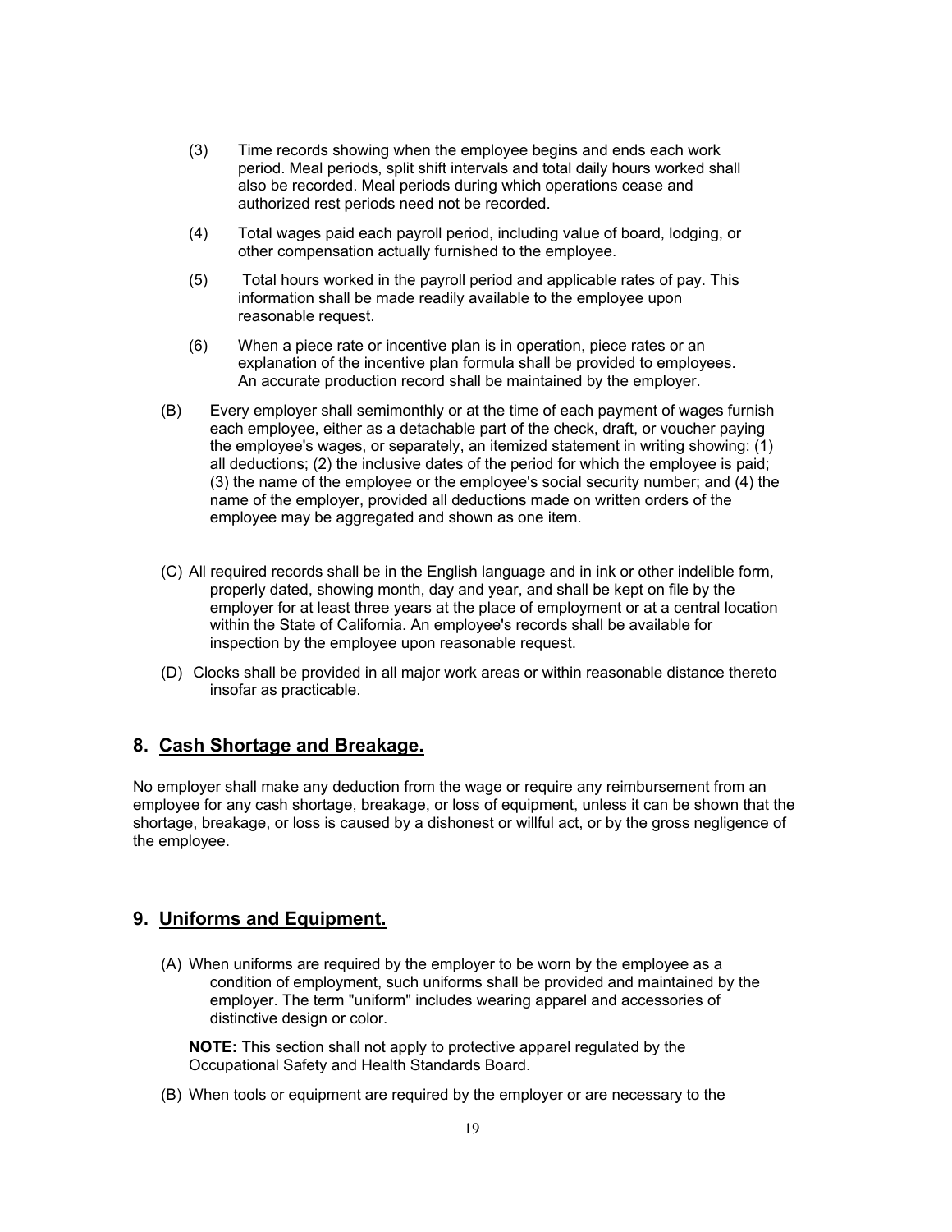(3) Time records showing when the employee begins and ends each work period. Meal periods, split shift intervals and total daily hours worked shall also be recorded. Meal periods during which operations cease and authorized rest periods need not be recorded.

(4) Total wages paid each payroll period, including value of board, lodging, or other compensation actually furnished to the employee.

(5) Total hours worked in the payroll period and applicable rates of pay. This information shall be made readily available to the employee upon reasonable request.

(6) When a piece rate or incentive plan is in operation, piece rates or an explanation of the incentive plan formula shall be provided to employees. An accurate production record shall be maintained by the employer.

(B) Every employer shall semimonthly or at the time of each payment of wages furnish each employee, either as a detachable part of the check, draft, or voucher paying the employee's wages, or separately, an itemized statement in writing showing: (1) all deductions; (2) the inclusive dates of the period for which the employee is paid; (3) the name of the employee or the employee's social security number; and (4) the name of the employer, provided all deductions made on written orders of the employee may be aggregated and shown as one item.

(C) All required records shall be in the English language and in ink or other indelible form, properly dated, showing month, day and year, and shall be kept on file by the employer for at least three years at the place of employment or at a central location within the State of California. An employee's records shall be available for inspection by the employee upon reasonable request.

(D) Clocks shall be provided in all major work areas or within reasonable distance thereto insofar as practicable.

## 8. Cash Shortage and Breakage.

No employer shall make any deduction from the wage or require any reimbursement from an employee for any cash shortage, breakage, or loss of equipment, unless it can be shown that the shortage, breakage, or loss is caused by a dishonest or willful act, or by the gross negligence of the employee.

## 9. Uniforms and Equipment.

(A) When uniforms are required by the employer to be worn by the employee as a condition of employment, such uniforms shall be provided and maintained by the employer. The term "uniform" includes wearing apparel and accessories of distinctive design or color.

**NOTE:** This section shall not apply to protective apparel regulated by the Occupational Safety and Health Standards Board.

(B) When tools or equipment are required by the employer or are necessary to the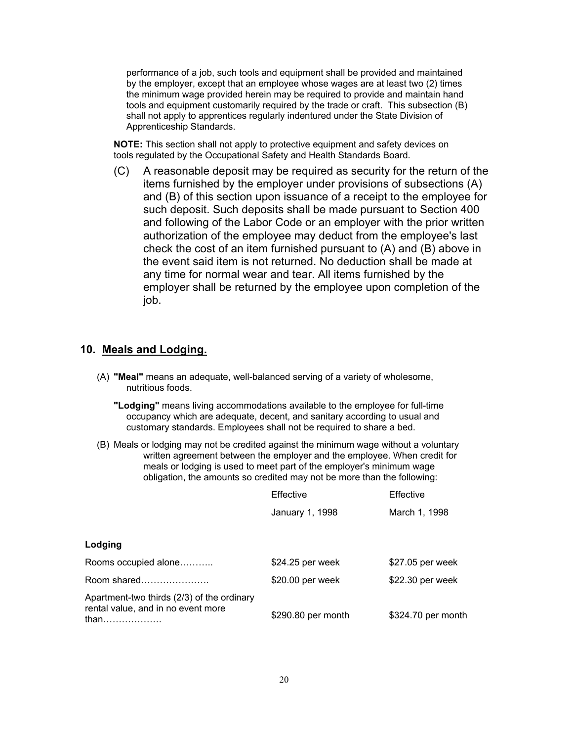performance of a job, such tools and equipment shall be provided and maintained by the employer, except that an employee whose wages are at least two (2) times the minimum wage provided herein may be required to provide and maintain hand tools and equipment customarily required by the trade or craft. This subsection (B) shall not apply to apprentices regularly indentured under the State Division of Apprenticeship Standards.

**NOTE:** This section shall not apply to protective equipment and safety devices on tools regulated by the Occupational Safety and Health Standards Board.

(C) A reasonable deposit may be required as security for the return of the items furnished by the employer under provisions of subsections (A) and (B) of this section upon issuance of a receipt to the employee for such deposit. Such deposits shall be made pursuant to Section 400 and following of the Labor Code or an employer with the prior written authorization of the employee may deduct from the employee's last check the cost of an item furnished pursuant to (A) and (B) above in the event said item is not returned. No deduction shall be made at any time for normal wear and tear. All items furnished by the employer shall be returned by the employee upon completion of the job.

## 10. Meals and Lodging.

(A) **"Meal"** means an adequate, well-balanced serving of a variety of wholesome, nutritious foods.

**"Lodging"** means living accommodations available to the employee for full-time occupancy which are adequate, decent, and sanitary according to usual and customary standards. Employees shall not be required to share a bed.

(B) Meals or lodging may not be credited against the minimum wage without a voluntary written agreement between the employer and the employee. When credit for meals or lodging is used to meet part of the employer's minimum wage obligation, the amounts so credited may not be more than the following:

| | Effective January 1, 1998 | Effective March 1, 1998 |
|---|---|---|
| **Lodging** | | |
| Rooms occupied alone……….. | $24.25 per week | $27.05 per week |
| Room shared…………………. | $20.00 per week | $22.30 per week |
| Apartment-two thirds (2/3) of the ordinary rental value, and in no event more than………………. | $290.80 per month | $324.70 per month |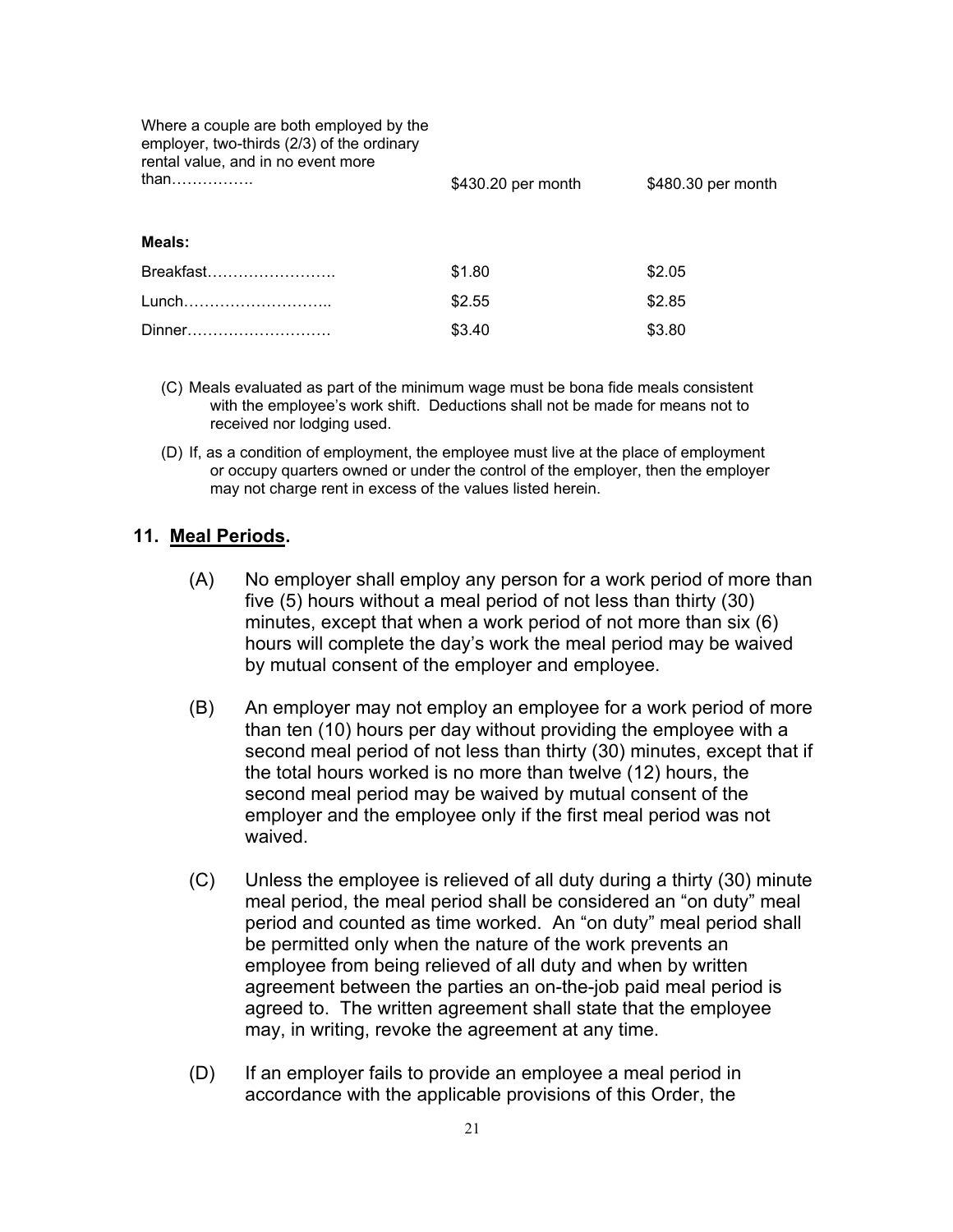| | | |
|---|---|---|
| Where a couple are both employed by the employer, two-thirds (2/3) of the ordinary rental value, and in no event more than……………. | $430.20 per month | $480.30 per month |
| **Meals:** | | |
| Breakfast……………………. | $1.80 | $2.05 |
| Lunch……………………….. | $2.55 | $2.85 |
| Dinner………………………. | $3.40 | $3.80 |

(C) Meals evaluated as part of the minimum wage must be bona fide meals consistent with the employee's work shift. Deductions shall not be made for means not to received nor lodging used.

(D) If, as a condition of employment, the employee must live at the place of employment or occupy quarters owned or under the control of the employer, then the employer may not charge rent in excess of the values listed herein.

## 11. Meal Periods.

(A) No employer shall employ any person for a work period of more than five (5) hours without a meal period of not less than thirty (30) minutes, except that when a work period of not more than six (6) hours will complete the day's work the meal period may be waived by mutual consent of the employer and employee.

(B) An employer may not employ an employee for a work period of more than ten (10) hours per day without providing the employee with a second meal period of not less than thirty (30) minutes, except that if the total hours worked is no more than twelve (12) hours, the second meal period may be waived by mutual consent of the employer and the employee only if the first meal period was not waived.

(C) Unless the employee is relieved of all duty during a thirty (30) minute meal period, the meal period shall be considered an "on duty" meal period and counted as time worked. An "on duty" meal period shall be permitted only when the nature of the work prevents an employee from being relieved of all duty and when by written agreement between the parties an on-the-job paid meal period is agreed to. The written agreement shall state that the employee may, in writing, revoke the agreement at any time.

(D) If an employer fails to provide an employee a meal period in accordance with the applicable provisions of this Order, the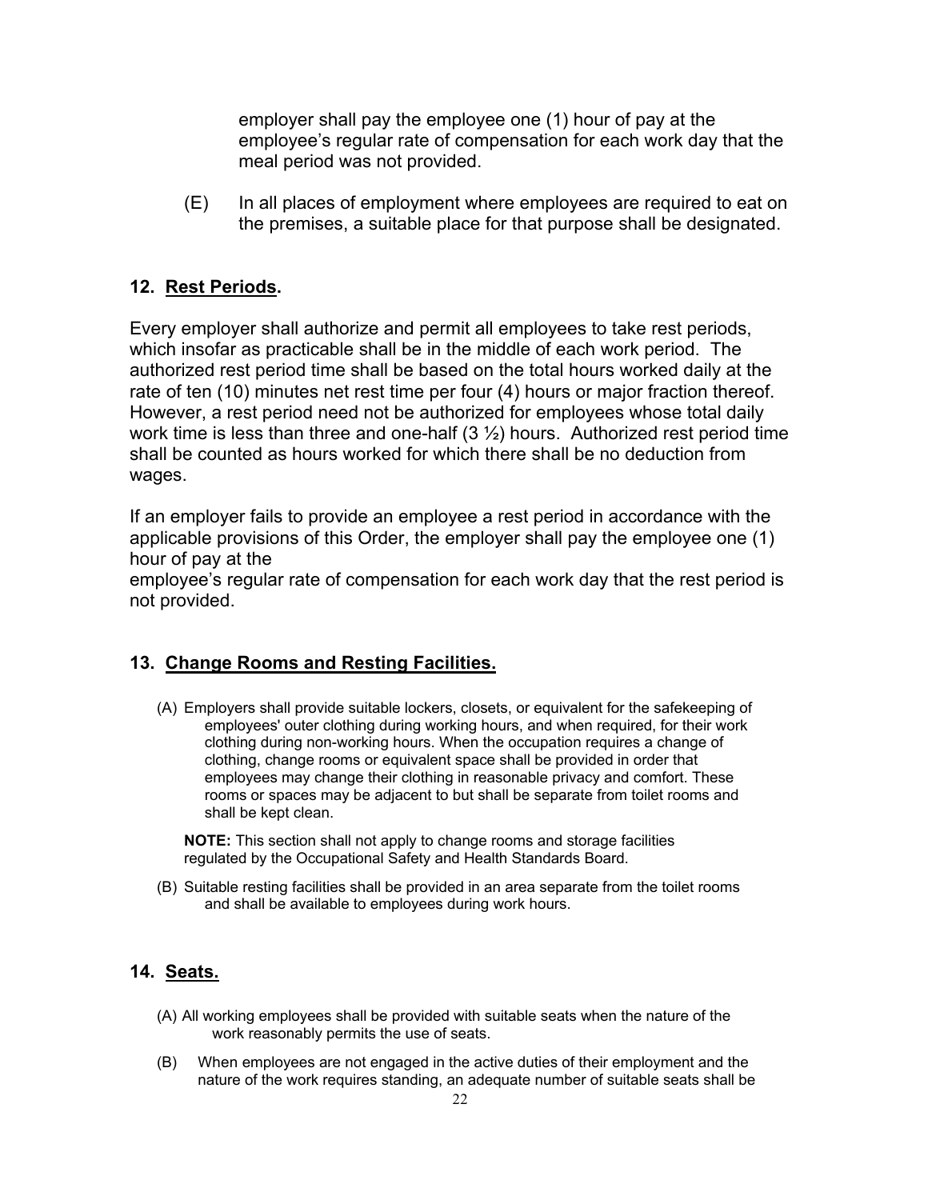employer shall pay the employee one (1) hour of pay at the employee's regular rate of compensation for each work day that the meal period was not provided.

(E) In all places of employment where employees are required to eat on the premises, a suitable place for that purpose shall be designated.

## 12. Rest Periods.

Every employer shall authorize and permit all employees to take rest periods, which insofar as practicable shall be in the middle of each work period. The authorized rest period time shall be based on the total hours worked daily at the rate of ten (10) minutes net rest time per four (4) hours or major fraction thereof. However, a rest period need not be authorized for employees whose total daily work time is less than three and one-half (3 ½) hours. Authorized rest period time shall be counted as hours worked for which there shall be no deduction from wages.

If an employer fails to provide an employee a rest period in accordance with the applicable provisions of this Order, the employer shall pay the employee one (1) hour of pay at the employee's regular rate of compensation for each work day that the rest period is not provided.

## 13. Change Rooms and Resting Facilities.

(A) Employers shall provide suitable lockers, closets, or equivalent for the safekeeping of employees' outer clothing during working hours, and when required, for their work clothing during non-working hours. When the occupation requires a change of clothing, change rooms or equivalent space shall be provided in order that employees may change their clothing in reasonable privacy and comfort. These rooms or spaces may be adjacent to but shall be separate from toilet rooms and shall be kept clean.

**NOTE:** This section shall not apply to change rooms and storage facilities regulated by the Occupational Safety and Health Standards Board.

(B) Suitable resting facilities shall be provided in an area separate from the toilet rooms and shall be available to employees during work hours.

## 14. Seats.

(A) All working employees shall be provided with suitable seats when the nature of the work reasonably permits the use of seats.

(B) When employees are not engaged in the active duties of their employment and the nature of the work requires standing, an adequate number of suitable seats shall be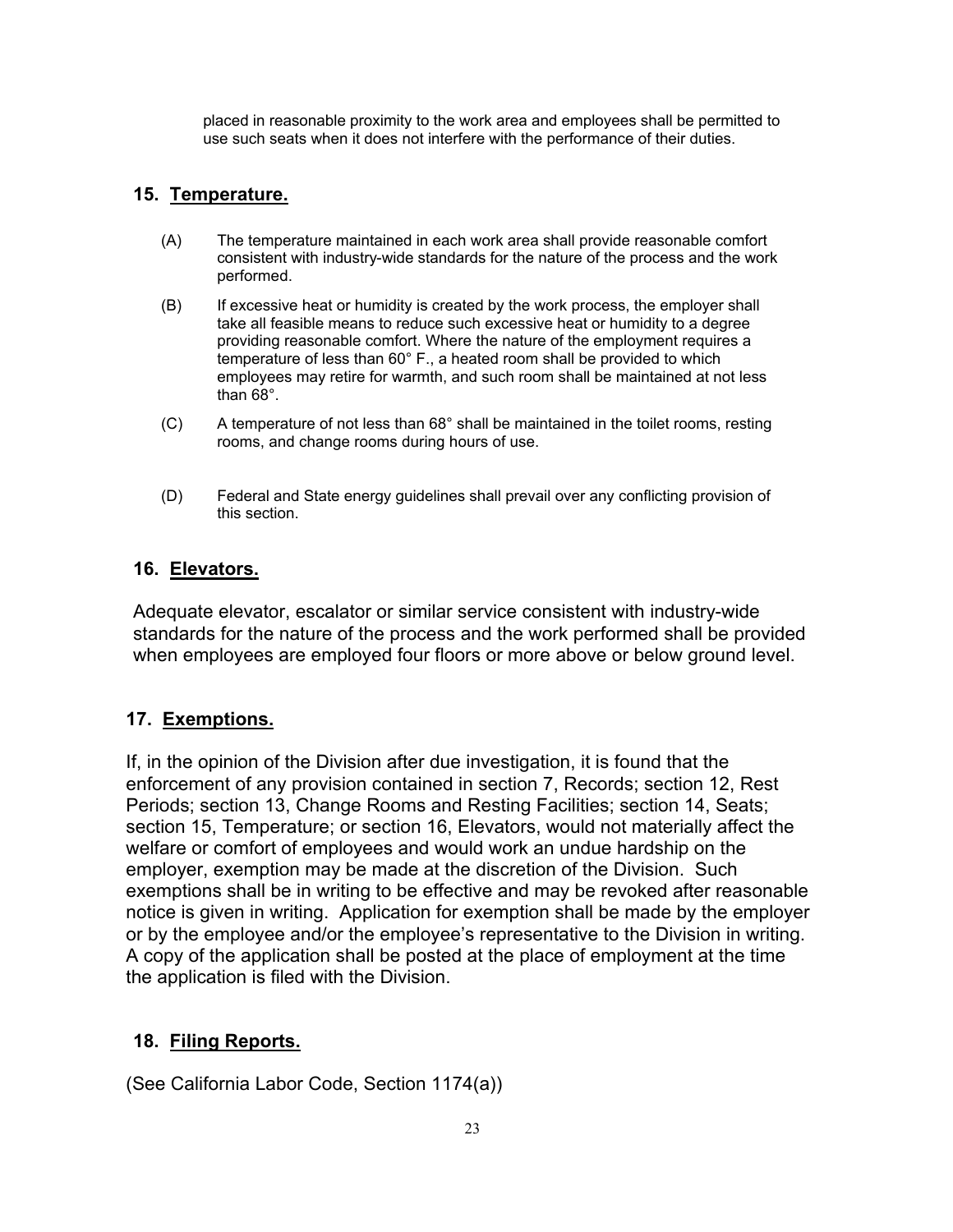placed in reasonable proximity to the work area and employees shall be permitted to use such seats when it does not interfere with the performance of their duties.

## 15. Temperature.

(A) The temperature maintained in each work area shall provide reasonable comfort consistent with industry-wide standards for the nature of the process and the work performed.

(B) If excessive heat or humidity is created by the work process, the employer shall take all feasible means to reduce such excessive heat or humidity to a degree providing reasonable comfort. Where the nature of the employment requires a temperature of less than 60° F., a heated room shall be provided to which employees may retire for warmth, and such room shall be maintained at not less than 68°.

(C) A temperature of not less than 68° shall be maintained in the toilet rooms, resting rooms, and change rooms during hours of use.

(D) Federal and State energy guidelines shall prevail over any conflicting provision of this section.

## 16. Elevators.

Adequate elevator, escalator or similar service consistent with industry-wide standards for the nature of the process and the work performed shall be provided when employees are employed four floors or more above or below ground level.

## 17. Exemptions.

If, in the opinion of the Division after due investigation, it is found that the enforcement of any provision contained in section 7, Records; section 12, Rest Periods; section 13, Change Rooms and Resting Facilities; section 14, Seats; section 15, Temperature; or section 16, Elevators, would not materially affect the welfare or comfort of employees and would work an undue hardship on the employer, exemption may be made at the discretion of the Division. Such exemptions shall be in writing to be effective and may be revoked after reasonable notice is given in writing. Application for exemption shall be made by the employer or by the employee and/or the employee's representative to the Division in writing. A copy of the application shall be posted at the place of employment at the time the application is filed with the Division.

## 18. Filing Reports.

(See California Labor Code, Section 1174(a))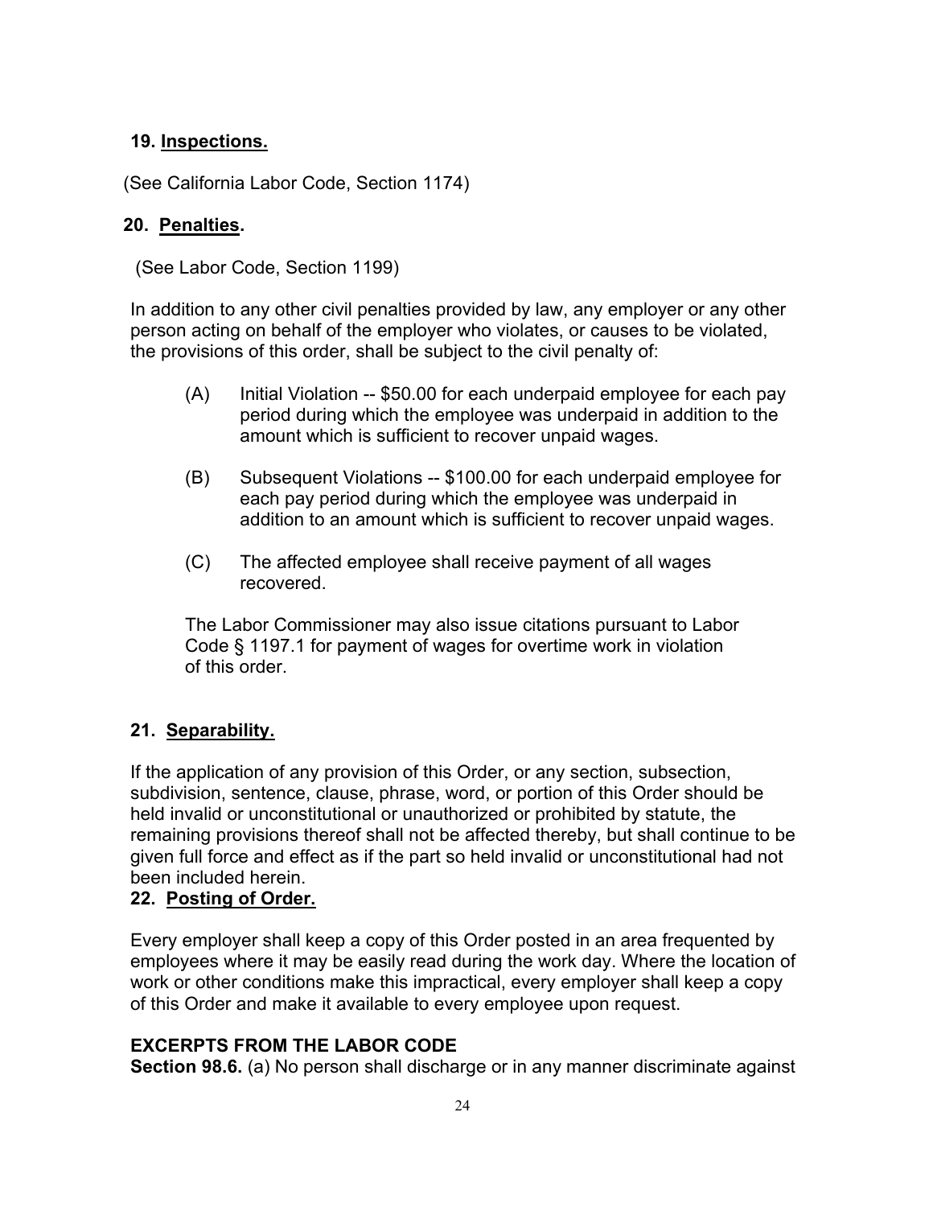## 19. Inspections.

(See California Labor Code, Section 1174)

## 20. Penalties.

(See Labor Code, Section 1199)

In addition to any other civil penalties provided by law, any employer or any other person acting on behalf of the employer who violates, or causes to be violated, the provisions of this order, shall be subject to the civil penalty of:

(A) Initial Violation -- $50.00 for each underpaid employee for each pay period during which the employee was underpaid in addition to the amount which is sufficient to recover unpaid wages.

(B) Subsequent Violations -- $100.00 for each underpaid employee for each pay period during which the employee was underpaid in addition to an amount which is sufficient to recover unpaid wages.

(C) The affected employee shall receive payment of all wages recovered.

The Labor Commissioner may also issue citations pursuant to Labor Code § 1197.1 for payment of wages for overtime work in violation of this order.

## 21. Separability.

If the application of any provision of this Order, or any section, subsection, subdivision, sentence, clause, phrase, word, or portion of this Order should be held invalid or unconstitutional or unauthorized or prohibited by statute, the remaining provisions thereof shall not be affected thereby, but shall continue to be given full force and effect as if the part so held invalid or unconstitutional had not been included herein.

## 22. Posting of Order.

Every employer shall keep a copy of this Order posted in an area frequented by employees where it may be easily read during the work day. Where the location of work or other conditions make this impractical, every employer shall keep a copy of this Order and make it available to every employee upon request.

## EXCERPTS FROM THE LABOR CODE

**Section 98.6.** (a) No person shall discharge or in any manner discriminate against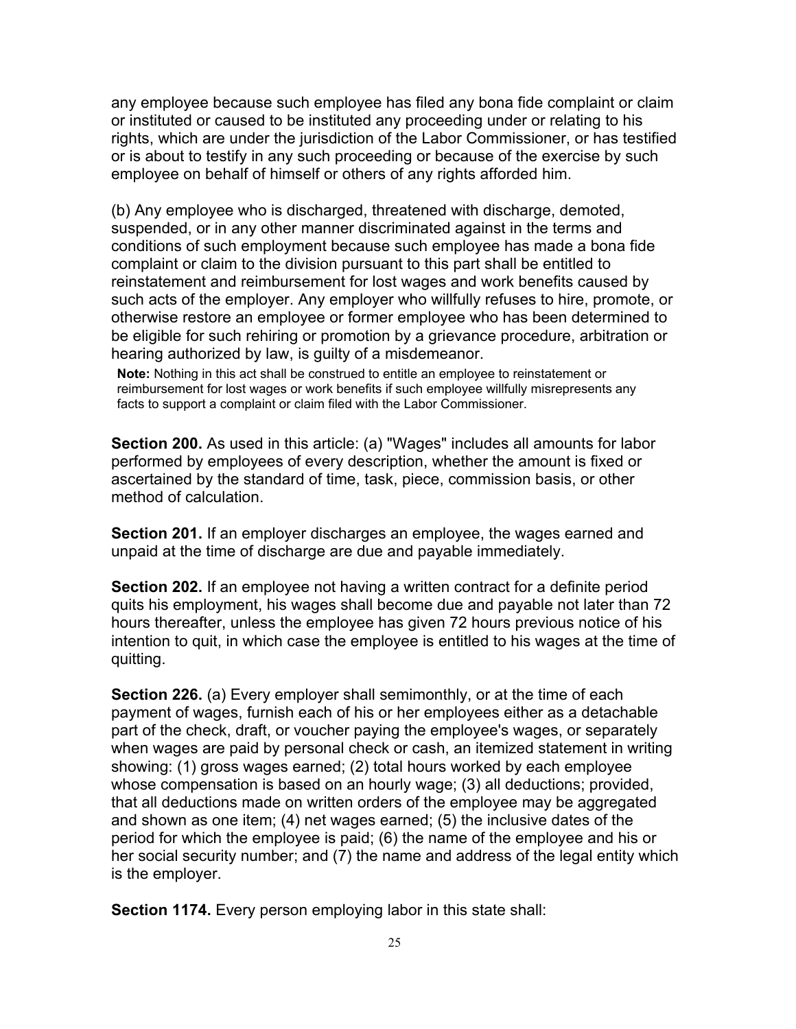any employee because such employee has filed any bona fide complaint or claim or instituted or caused to be instituted any proceeding under or relating to his rights, which are under the jurisdiction of the Labor Commissioner, or has testified or is about to testify in any such proceeding or because of the exercise by such employee on behalf of himself or others of any rights afforded him.

(b) Any employee who is discharged, threatened with discharge, demoted, suspended, or in any other manner discriminated against in the terms and conditions of such employment because such employee has made a bona fide complaint or claim to the division pursuant to this part shall be entitled to reinstatement and reimbursement for lost wages and work benefits caused by such acts of the employer. Any employer who willfully refuses to hire, promote, or otherwise restore an employee or former employee who has been determined to be eligible for such rehiring or promotion by a grievance procedure, arbitration or hearing authorized by law, is guilty of a misdemeanor.

**Note:** Nothing in this act shall be construed to entitle an employee to reinstatement or reimbursement for lost wages or work benefits if such employee willfully misrepresents any facts to support a complaint or claim filed with the Labor Commissioner.

**Section 200.** As used in this article: (a) "Wages" includes all amounts for labor performed by employees of every description, whether the amount is fixed or ascertained by the standard of time, task, piece, commission basis, or other method of calculation.

**Section 201.** If an employer discharges an employee, the wages earned and unpaid at the time of discharge are due and payable immediately.

**Section 202.** If an employee not having a written contract for a definite period quits his employment, his wages shall become due and payable not later than 72 hours thereafter, unless the employee has given 72 hours previous notice of his intention to quit, in which case the employee is entitled to his wages at the time of quitting.

**Section 226.** (a) Every employer shall semimonthly, or at the time of each payment of wages, furnish each of his or her employees either as a detachable part of the check, draft, or voucher paying the employee's wages, or separately when wages are paid by personal check or cash, an itemized statement in writing showing: (1) gross wages earned; (2) total hours worked by each employee whose compensation is based on an hourly wage; (3) all deductions; provided, that all deductions made on written orders of the employee may be aggregated and shown as one item; (4) net wages earned; (5) the inclusive dates of the period for which the employee is paid; (6) the name of the employee and his or her social security number; and (7) the name and address of the legal entity which is the employer.

**Section 1174.** Every person employing labor in this state shall: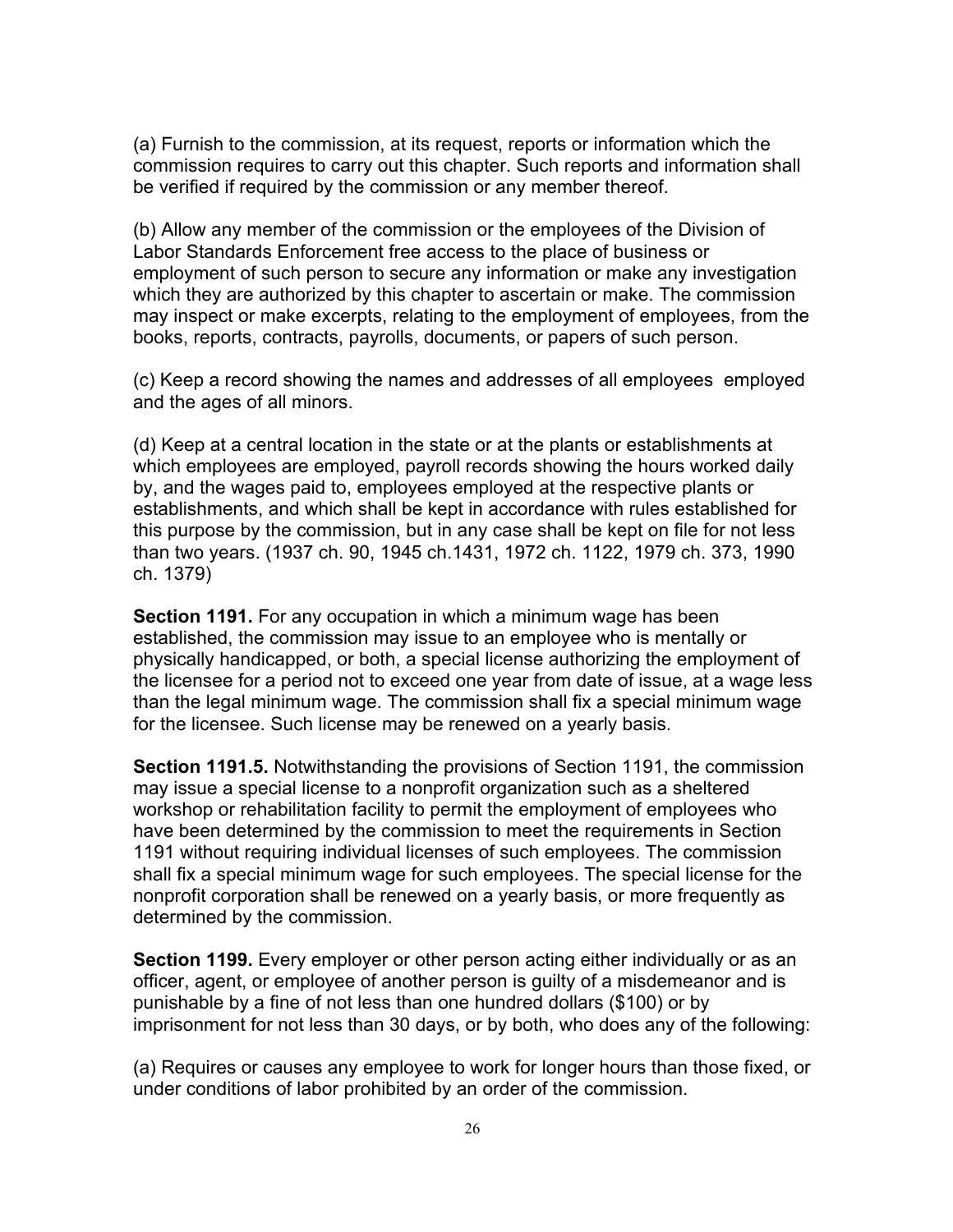(a) Furnish to the commission, at its request, reports or information which the commission requires to carry out this chapter. Such reports and information shall be verified if required by the commission or any member thereof.

(b) Allow any member of the commission or the employees of the Division of Labor Standards Enforcement free access to the place of business or employment of such person to secure any information or make any investigation which they are authorized by this chapter to ascertain or make. The commission may inspect or make excerpts, relating to the employment of employees, from the books, reports, contracts, payrolls, documents, or papers of such person.

(c) Keep a record showing the names and addresses of all employees employed and the ages of all minors.

(d) Keep at a central location in the state or at the plants or establishments at which employees are employed, payroll records showing the hours worked daily by, and the wages paid to, employees employed at the respective plants or establishments, and which shall be kept in accordance with rules established for this purpose by the commission, but in any case shall be kept on file for not less than two years. (1937 ch. 90, 1945 ch.1431, 1972 ch. 1122, 1979 ch. 373, 1990 ch. 1379)

**Section 1191.** For any occupation in which a minimum wage has been established, the commission may issue to an employee who is mentally or physically handicapped, or both, a special license authorizing the employment of the licensee for a period not to exceed one year from date of issue, at a wage less than the legal minimum wage. The commission shall fix a special minimum wage for the licensee. Such license may be renewed on a yearly basis.

**Section 1191.5.** Notwithstanding the provisions of Section 1191, the commission may issue a special license to a nonprofit organization such as a sheltered workshop or rehabilitation facility to permit the employment of employees who have been determined by the commission to meet the requirements in Section 1191 without requiring individual licenses of such employees. The commission shall fix a special minimum wage for such employees. The special license for the nonprofit corporation shall be renewed on a yearly basis, or more frequently as determined by the commission.

**Section 1199.** Every employer or other person acting either individually or as an officer, agent, or employee of another person is guilty of a misdemeanor and is punishable by a fine of not less than one hundred dollars ($100) or by imprisonment for not less than 30 days, or by both, who does any of the following:

(a) Requires or causes any employee to work for longer hours than those fixed, or under conditions of labor prohibited by an order of the commission.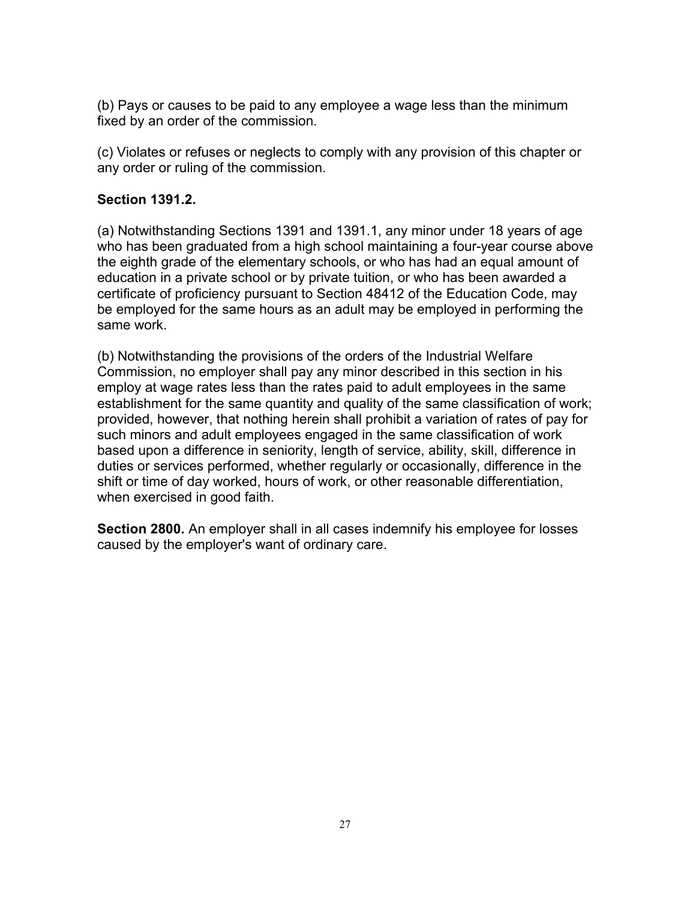(b) Pays or causes to be paid to any employee a wage less than the minimum fixed by an order of the commission.

(c) Violates or refuses or neglects to comply with any provision of this chapter or any order or ruling of the commission.

**Section 1391.2.**

(a) Notwithstanding Sections 1391 and 1391.1, any minor under 18 years of age who has been graduated from a high school maintaining a four-year course above the eighth grade of the elementary schools, or who has had an equal amount of education in a private school or by private tuition, or who has been awarded a certificate of proficiency pursuant to Section 48412 of the Education Code, may be employed for the same hours as an adult may be employed in performing the same work.

(b) Notwithstanding the provisions of the orders of the Industrial Welfare Commission, no employer shall pay any minor described in this section in his employ at wage rates less than the rates paid to adult employees in the same establishment for the same quantity and quality of the same classification of work; provided, however, that nothing herein shall prohibit a variation of rates of pay for such minors and adult employees engaged in the same classification of work based upon a difference in seniority, length of service, ability, skill, difference in duties or services performed, whether regularly or occasionally, difference in the shift or time of day worked, hours of work, or other reasonable differentiation, when exercised in good faith.

**Section 2800.** An employer shall in all cases indemnify his employee for losses caused by the employer's want of ordinary care.